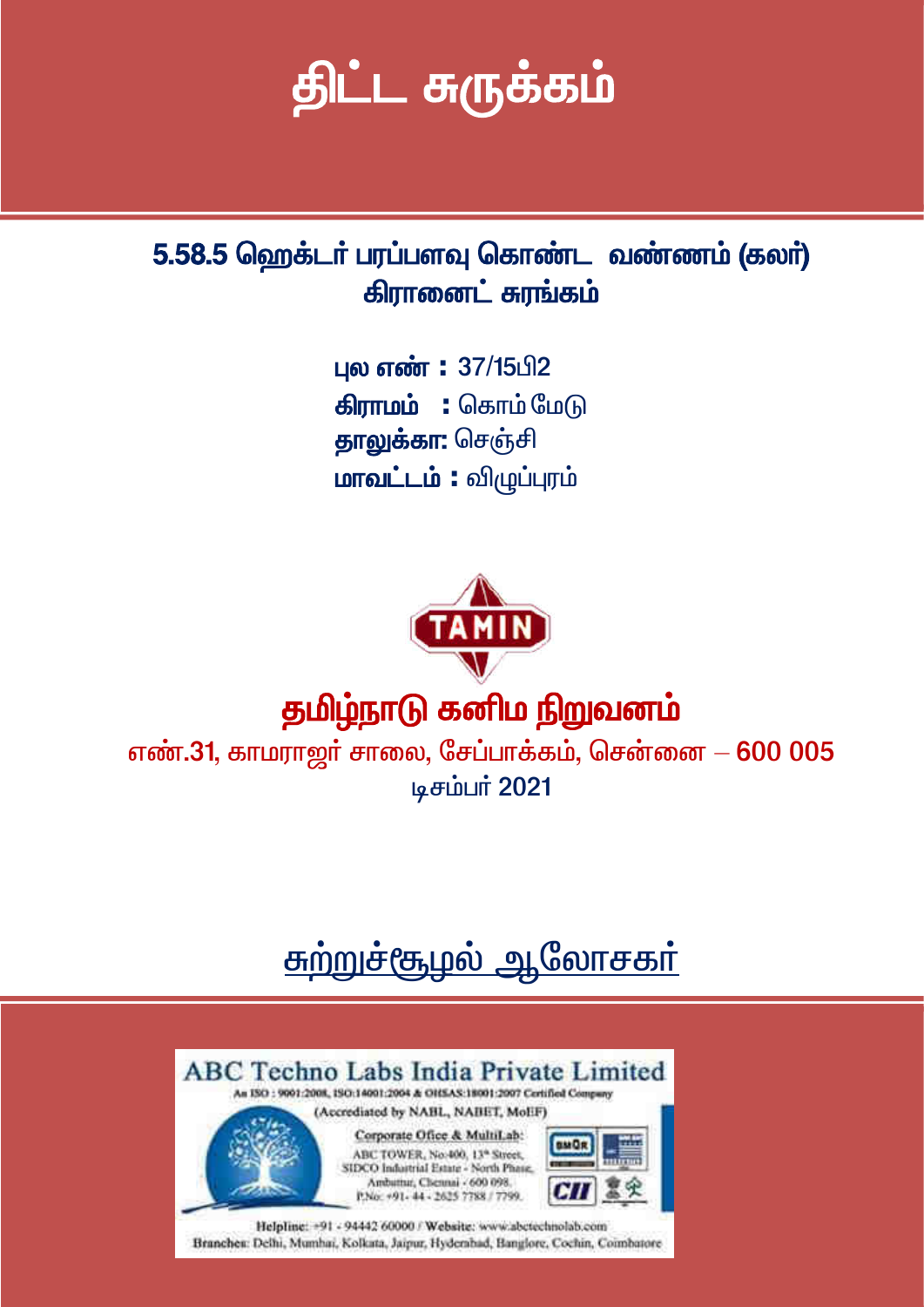# திட்ட சுருக்கம்

## 5.58.5 ஹெக்டர் பரப்பளவு கொண்ட வண்ணம் (கலர்) கிரானைட் சுரங்கம்

**புல எண் :** 37/15பி2
**கிராமம் :** கொம் மேடு
**தாலுக்கா:** செஞ்சி
**மாவட்டம் :** விழுப்புரம்

TAMIN

## தமிழ்நாடு கனிம நிறுவனம்

எண்.31, காமராஜர் சாலை, சேப்பாக்கம், சென்னை – 600 005
டிசம்பர் 2021

## சுற்றுச்சூழல் ஆலோசகர்

**ABC Techno Labs India Private Limited**
An ISO : 9001:2008, ISO:14001:2004 & OHSAS:18001:2007 Certified Company
(Accredited by NABL, NABET, MoEF)

Corporate Office & MultiLab:
ABC TOWER, No:400, 13th Street,
SIDCO Industrial Estate - North Phase,
Ambattur, Chennai - 600 098.
P.No: +91- 44 - 2625 7788 / 7799.

Helpline: +91 - 94442 60000 / Website: www.abctechnolab.com
Branches: Delhi, Mumbai, Kolkata, Jaipur, Hyderabad, Banglore, Cochin, Coimbatore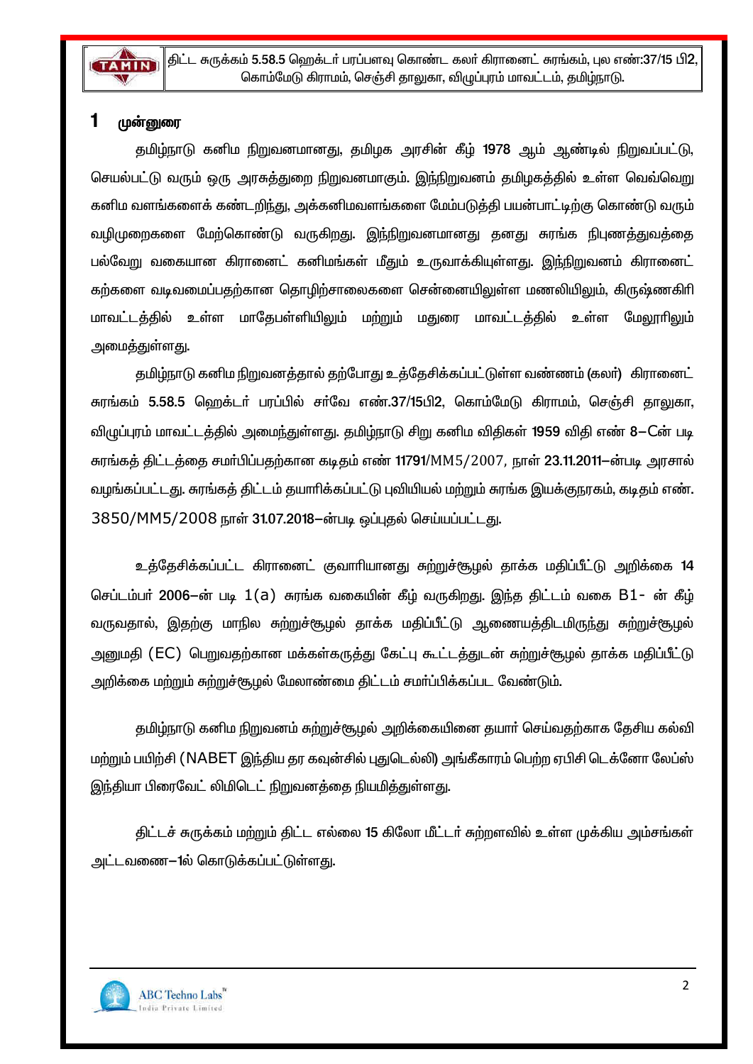# 1 முன்னுரை

தமிழ்நாடு கனிம நிறுவனமானது, தமிழக அரசின் கீழ் 1978 ஆம் ஆண்டில் நிறுவப்பட்டு, செயல்பட்டு வரும் ஒரு அரசுத்துறை நிறுவனமாகும். இந்நிறுவனம் தமிழகத்தில் உள்ள வெவ்வெறு கனிம வளங்களைக் கண்டறிந்து, அக்கனிமவளங்களை மேம்படுத்தி பயன்பாட்டிற்கு கொண்டு வரும் வழிமுறைகளை மேற்கொண்டு வருகிறது. இந்நிறுவனமானது தனது சுரங்க நிபுணத்துவத்தை பல்வேறு வகையான கிரானைட் கனிமங்கள் மீதும் உருவாக்கியுள்ளது. இந்நிறுவனம் கிரானைட் கற்களை வடிவமைப்பதற்கான தொழிற்சாலைகளை சென்னையிலுள்ள மணலியிலும், கிருஷ்ணகிரி மாவட்டத்தில் உள்ள மாதேபள்ளியிலும் மற்றும் மதுரை மாவட்டத்தில் உள்ள மேலூரிலும் அமைத்துள்ளது.

தமிழ்நாடு கனிம நிறுவனத்தால் தற்போது உத்தேசிக்கப்பட்டுள்ள வண்ணம் (கலர்) கிரானைட் சுரங்கம் 5.58.5 ஹெக்டர் பரப்பில் சர்வே எண்.37/15பி2, கொம்மேடு கிராமம், செஞ்சி தாலுகா, விழுப்புரம் மாவட்டத்தில் அமைந்துள்ளது. தமிழ்நாடு சிறு கனிம விதிகள் 1959 விதி எண் 8–ேன் படி சுரங்கத் திட்டத்தை சமர்பிப்பதற்கான கடிதம் எண் 11791/MM5/2007, நாள் 23.11.2011–ன்படி அரசால் வழங்கப்பட்டது. சுரங்கத் திட்டம் தயாரிக்கப்பட்டு புவியியல் மற்றும் சுரங்க இயக்குநரகம், கடிதம் எண். 3850/MM5/2008 நாள் 31.07.2018–ன்படி ஒப்புதல் செய்யப்பட்டது.

உத்தேசிக்கப்பட்ட கிரானைட் குவாரியானது சுற்றுச்சூழல் தாக்க மதிப்பீட்டு அறிக்கை 14 செப்டம்பர் 2006–ன் படி 1(a) சுரங்க வகையின் கீழ் வருகிறது. இந்த திட்டம் வகை B1- ன் கீழ் வருவதால், இதற்கு மாநில சுற்றுச்சூழல் தாக்க மதிப்பீட்டு ஆணையத்திடமிருந்து சுற்றுச்சூழல் அனுமதி (EC) பெறுவதற்கான மக்கள்கருத்து கேட்பு கூட்டத்துடன் சுற்றுச்சூழல் தாக்க மதிப்பீட்டு அறிக்கை மற்றும் சுற்றுச்சூழல் மேலாண்மை திட்டம் சமர்ப்பிக்கப்பட வேண்டும்.

தமிழ்நாடு கனிம நிறுவனம் சுற்றுச்சூழல் அறிக்கையினை தயார் செய்வதற்காக தேசிய கல்வி மற்றும் பயிற்சி (NABET இந்திய தர கவுன்சில் புதுடெல்லி) அங்கீகாரம் பெற்ற ஏபிசி டெக்னோ லேப்ஸ் இந்தியா பிரைவேட் லிமிடெட் நிறுவனத்தை நியமித்துள்ளது.

திட்டச் சுருக்கம் மற்றும் திட்ட எல்லை 15 கிலோ மீட்டர் சுற்றளவில் உள்ள முக்கிய அம்சங்கள் அட்டவணை–1ல் கொடுக்கப்பட்டுள்ளது.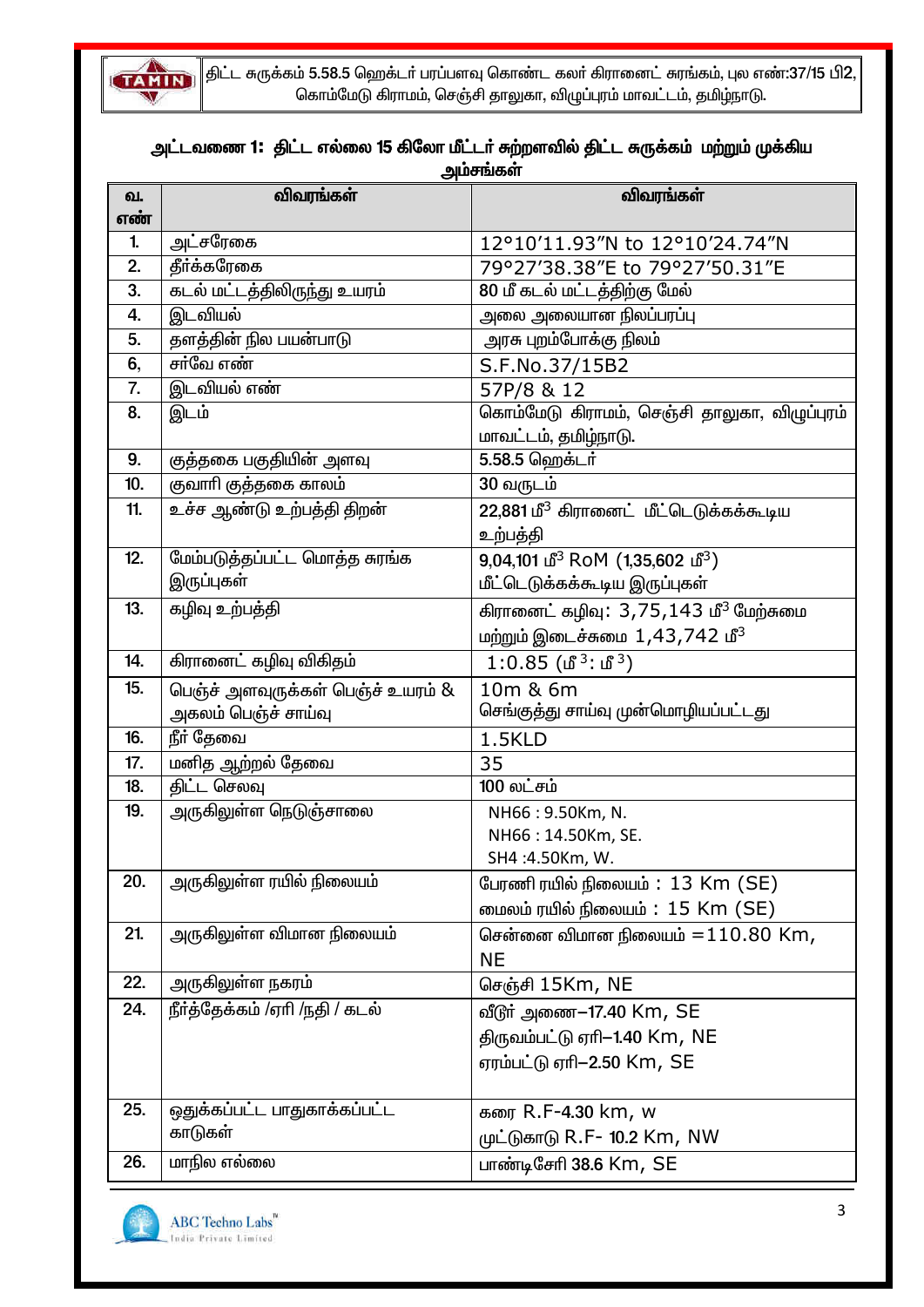### அட்டவணை 1: திட்ட எல்லை 15 கிலோ மீட்டர் சுற்றளவில் திட்ட சுருக்கம் மற்றும் முக்கிய அம்சங்கள்

| வ. எண் | விவரங்கள் | விவரங்கள் |
|---|---|---|
| 1. | அட்சரேகை | 12°10'11.93"N to 12°10'24.74"N |
| 2. | தீர்க்கரேகை | 79°27'38.38"E to 79°27'50.31"E |
| 3. | கடல் மட்டத்திலிருந்து உயரம் | 80 மீ கடல் மட்டத்திற்கு மேல் |
| 4. | இடவியல் | அலை அலையான நிலப்பரப்பு |
| 5. | தளத்தின் நில பயன்பாடு | அரசு புறம்போக்கு நிலம் |
| 6, | சர்வே எண் | S.F.No.37/15B2 |
| 7. | இடவியல் எண் | 57P/8 & 12 |
| 8. | இடம் | கொம்மேடு கிராமம், செஞ்சி தாலுகா, விழுப்புரம் மாவட்டம், தமிழ்நாடு. |
| 9. | குத்தகை பகுதியின் அளவு | 5.58.5 ஹெக்டர் |
| 10. | குவாரி குத்தகை காலம் | 30 வருடம் |
| 11. | உச்ச ஆண்டு உற்பத்தி திறன் | 22,881 மீ$^3$ கிரானைட் மீட்டெடுக்கக்கூடிய உற்பத்தி |
| 12. | மேம்படுத்தப்பட்ட மொத்த சுரங்க இருப்புகள் | 9,04,101 மீ$^3$ RoM (1,35,602 மீ$^3$) மீட்டெடுக்கக்கூடிய இருப்புகள் |
| 13. | கழிவு உற்பத்தி | கிரானைட் கழிவு: 3,75,143 மீ$^3$ மேற்சுமை மற்றும் இடைச்சுமை 1,43,742 மீ$^3$ |
| 14. | கிரானைட் கழிவு விகிதம் | 1:0.85 (மீ$^3$: மீ$^3$) |
| 15. | பெஞ்ச் அளவுருக்கள் பெஞ்ச் உயரம் & அகலம் பெஞ்ச் சாய்வு | 10m & 6m செங்குத்து சாய்வு முன்மொழியப்பட்டது |
| 16. | நீர் தேவை | 1.5KLD |
| 17. | மனித ஆற்றல் தேவை | 35 |
| 18. | திட்ட செலவு | 100 லட்சம் |
| 19. | அருகிலுள்ள நெடுஞ்சாலை | NH66 : 9.50Km, N.<br>NH66 : 14.50Km, SE.<br>SH4 :4.50Km, W. |
| 20. | அருகிலுள்ள ரயில் நிலையம் | பேரணி ரயில் நிலையம் : 13 Km (SE)<br>மைலம் ரயில் நிலையம் : 15 Km (SE) |
| 21. | அருகிலுள்ள விமான நிலையம் | சென்னை விமான நிலையம் =110.80 Km, NE |
| 22. | அருகிலுள்ள நகரம் | செஞ்சி 15Km, NE |
| 24. | நீர்த்தேக்கம் /ஏரி /நதி / கடல் | வீடூர் அணை–17.40 Km, SE<br>திருவம்பட்டு ஏரி–1.40 Km, NE<br>ஏரம்பட்டு ஏரி–2.50 Km, SE |
| 25. | ஒதுக்கப்பட்ட பாதுகாக்கப்பட்ட காடுகள் | கரை R.F-4.30 km, w<br>முட்டுகாடு R.F- 10.2 Km, NW |
| 26. | மாநில எல்லை | பாண்டிசேரி 38.6 Km, SE |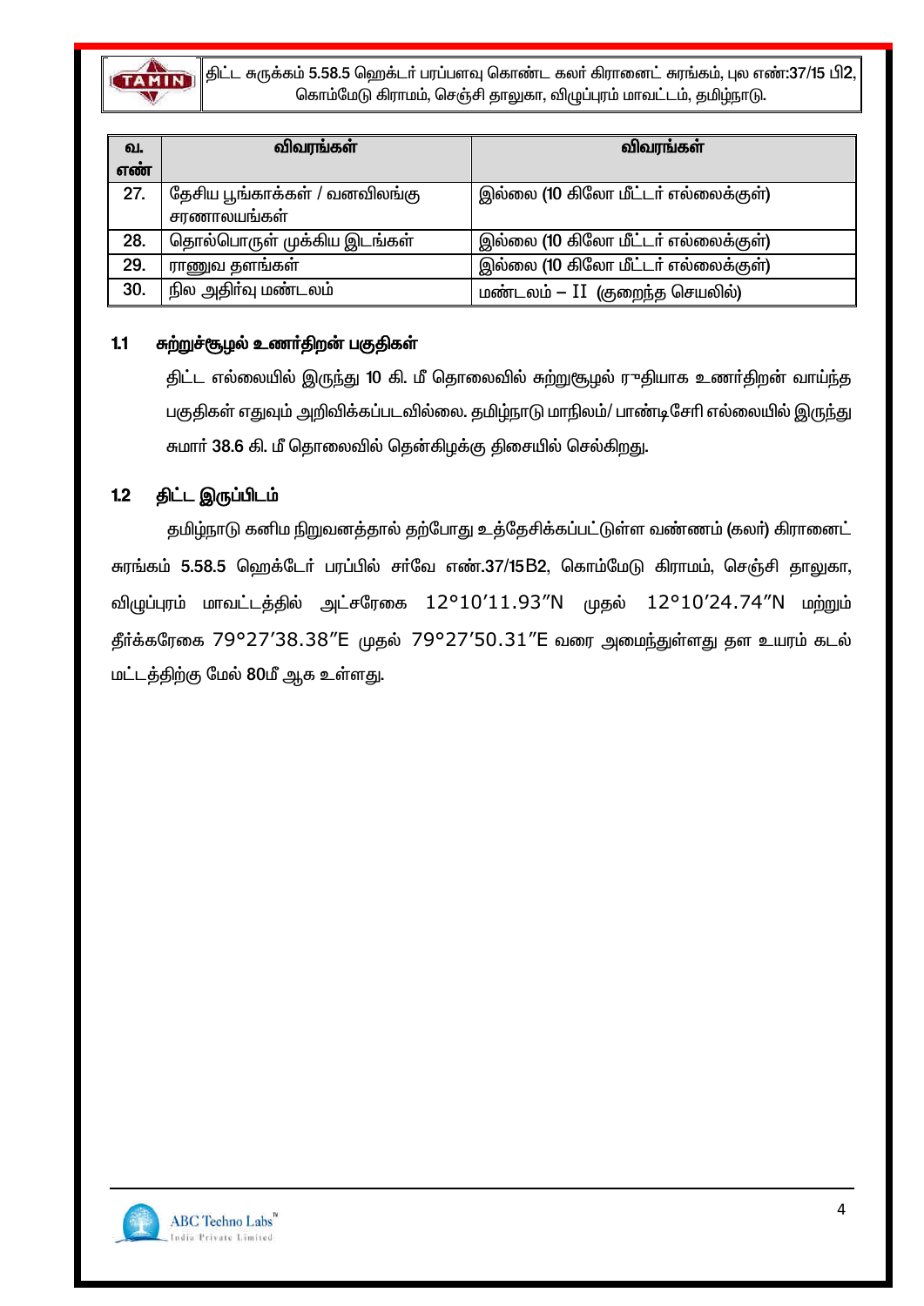| வ. எண் | விவரங்கள் | விவரங்கள் |
|---|---|---|
| 27. | தேசிய பூங்காக்கள் / வனவிலங்கு சரணாலயங்கள் | இல்லை (10 கிலோ மீட்டர் எல்லைக்குள்) |
| 28. | தொல்பொருள் முக்கிய இடங்கள் | இல்லை (10 கிலோ மீட்டர் எல்லைக்குள்) |
| 29. | ராணுவ தளங்கள் | இல்லை (10 கிலோ மீட்டர் எல்லைக்குள்) |
| 30. | நில அதிர்வு மண்டலம் | மண்டலம் – II (குறைந்த செயலில்) |

## 1.1 சுற்றுச்சூழல் உணர்திறன் பகுதிகள்

திட்ட எல்லையில் இருந்து 10 கி. மீ தொலைவில் சுற்றுசூழல் ரீதியாக உணர்திறன் வாய்ந்த பகுதிகள் எதுவும் அறிவிக்கப்படவில்லை. தமிழ்நாடு மாநிலம்/ பாண்டிசேரி எல்லையில் இருந்து சுமார் 38.6 கி. மீ தொலைவில் தென்கிழக்கு திசையில் செல்கிறது.

## 1.2 திட்ட இருப்பிடம்

தமிழ்நாடு கனிம நிறுவனத்தால் தற்போது உத்தேசிக்கப்பட்டுள்ள வண்ணம் (கலர்) கிரானைட் சுரங்கம் 5.58.5 ஹெக்டேர் பரப்பில் சர்வே எண்.37/15B2, கொம்மேடு கிராமம், செஞ்சி தாலுகா, விழுப்புரம் மாவட்டத்தில் அட்சரேகை 12°10'11.93"N முதல் 12°10'24.74"N மற்றும் தீர்க்கரேகை 79°27'38.38"E முதல் 79°27'50.31"E வரை அமைந்துள்ளது தள உயரம் கடல் மட்டத்திற்கு மேல் 80மீ ஆக உள்ளது.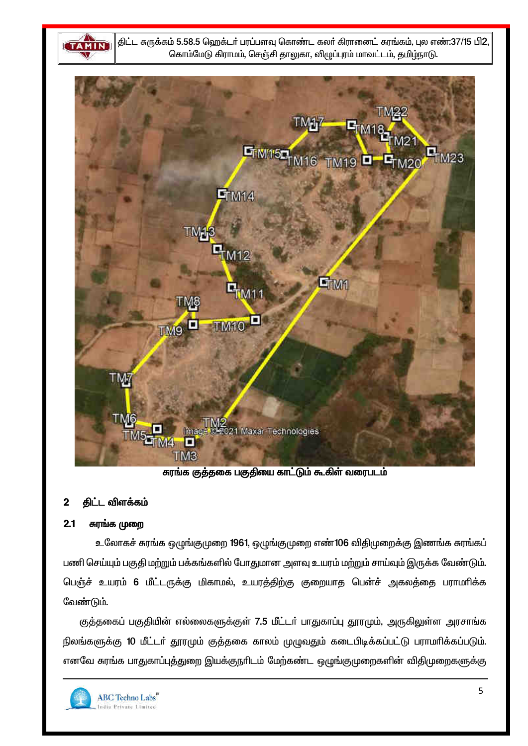சுரங்க குத்தகை பகுதியை காட்டும் கூகிள் வரைபடம்

## 2 திட்ட விளக்கம்

### 2.1 சுரங்க முறை

உலோகச் சுரங்க ஒழுங்குமுறை 1961, ஒழுங்குமுறை எண்106 விதிமுறைக்கு இணங்க சுரங்கப் பணி செய்யும் பகுதி மற்றும் பக்கங்களில் போதுமான அளவு உயரம் மற்றும் சாய்வும் இருக்க வேண்டும். பெஞ்ச் உயரம் 6 மீட்டருக்கு மிகாமல், உயரத்திற்கு குறையாத பெஞ்ச் அகலத்தை பராமரிக்க வேண்டும்.

குத்தகைப் பகுதியின் எல்லைகளுக்குள் 7.5 மீட்டர் பாதுகாப்பு தூரமும், அருகிலுள்ள அரசாங்க நிலங்களுக்கு 10 மீட்டர் தூரமும் குத்தகை காலம் முழுவதும் கடைபிடிக்கப்பட்டு பராமரிக்கப்படும். எனவே சுரங்க பாதுகாப்புத்துறை இயக்குநரிடம் மேற்கண்ட ஒழுங்குமுறைகளின் விதிமுறைகளுக்கு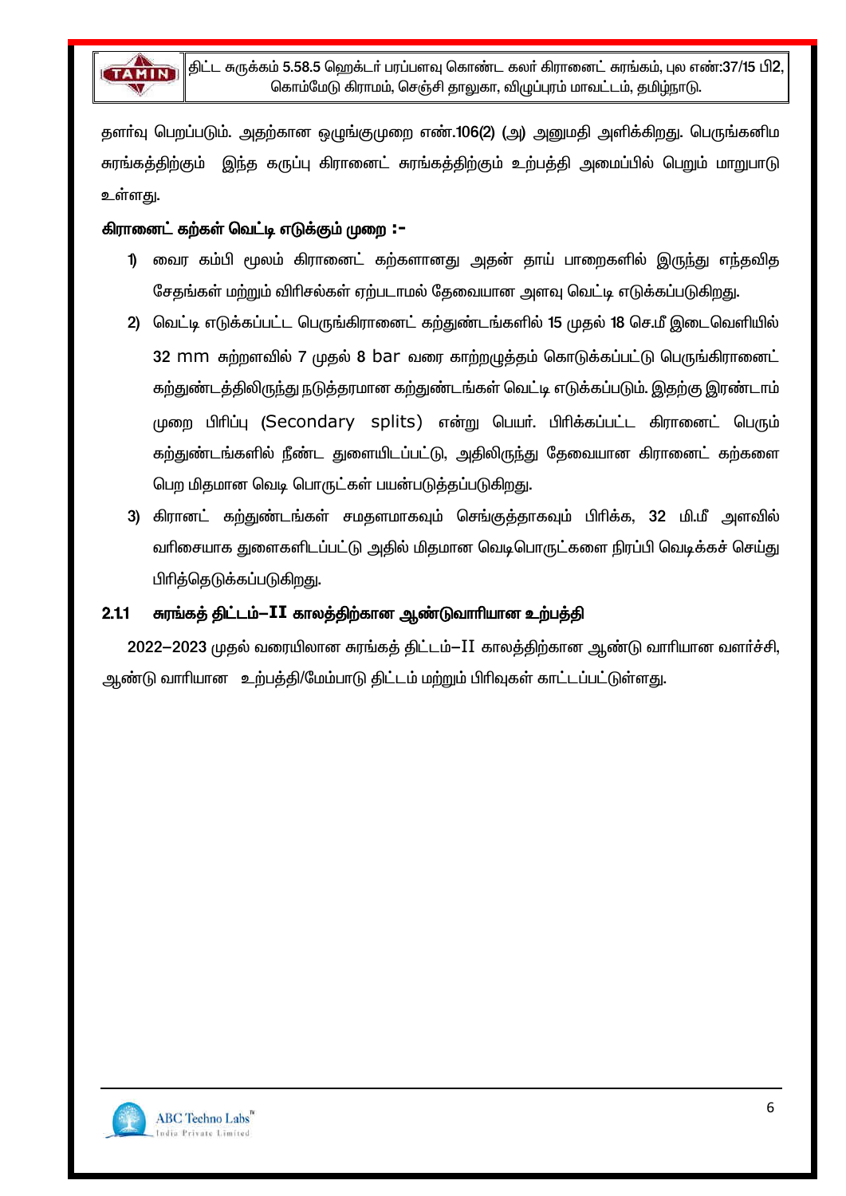தளர்வு பெறப்படும். அதற்கான ஒழுங்குமுறை எண்.106(2) (அ) அனுமதி அளிக்கிறது. பெருங்கனிம சுரங்கத்திற்கும் இந்த கருப்பு கிரானைட் சுரங்கத்திற்கும் உற்பத்தி அமைப்பில் பெறும் மாறுபாடு உள்ளது.

**கிரானைட் கற்கள் வெட்டி எடுக்கும் முறை :-**

1) வைர கம்பி மூலம் கிரானைட் கற்களானது அதன் தாய் பாறைகளில் இருந்து எந்தவித சேதங்கள் மற்றும் விரிசல்கள் ஏற்படாமல் தேவையான அளவு வெட்டி எடுக்கப்படுகிறது.
2) வெட்டி எடுக்கப்பட்ட பெருங்கிரானைட் கற்துண்டங்களில் 15 முதல் 18 செ.மீ இடைவெளியில் 32 mm சுற்றளவில் 7 முதல் 8 bar வரை காற்றழுத்தம் கொடுக்கப்பட்டு பெருங்கிரானைட் கற்துண்டத்திலிருந்து நடுத்தரமான கற்துண்டங்கள் வெட்டி எடுக்கப்படும். இதற்கு இரண்டாம் முறை பிரிப்பு (Secondary splits) என்று பெயர். பிரிக்கப்பட்ட கிரானைட் பெரும் கற்துண்டங்களில் நீண்ட துளையிடப்பட்டு, அதிலிருந்து தேவையான கிரானைட் கற்களை பெற மிதமான வெடி பொருட்கள் பயன்படுத்தப்படுகிறது.
3) கிரானட் கற்துண்டங்கள் சமதளமாகவும் செங்குத்தாகவும் பிரிக்க, 32 மி.மீ அளவில் வரிசையாக துளைகளிடப்பட்டு அதில் மிதமான வெடிபொருட்களை நிரப்பி வெடிக்கச் செய்து பிரித்தெடுக்கப்படுகிறது.

### 2.1.1 சுரங்கத் திட்டம்–II காலத்திற்கான ஆண்டுவாரியான உற்பத்தி

2022–2023 முதல் வரையிலான சுரங்கத் திட்டம்–II காலத்திற்கான ஆண்டு வாரியான வளர்ச்சி, ஆண்டு வாரியான உற்பத்தி/மேம்பாடு திட்டம் மற்றும் பிரிவுகள் காட்டப்பட்டுள்ளது.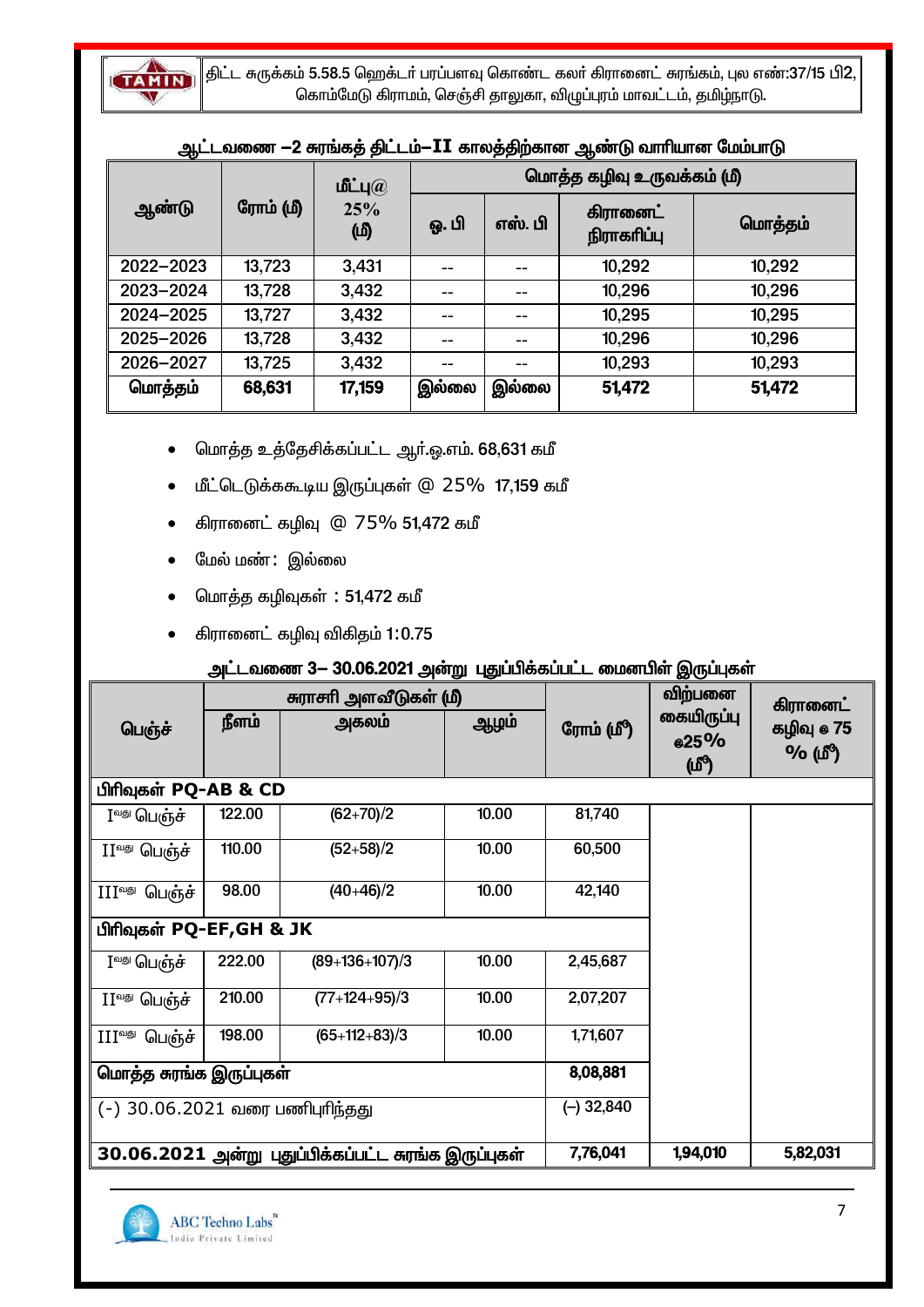## ஆட்டவணை –2 சுரங்கத் திட்டம்–II காலத்திற்கான ஆண்டு வாரியான மேம்பாடு

| ஆண்டு | ரோம் (மீ) | மீட்பு@ 25% (மீ) | மொத்த கழிவு உருவக்கம் (மீ) | | | |
|---|---|---|---|---|---|---|
| | | | ஓ. பி | எஸ். பி | கிரானைட் நிராகரிப்பு | மொத்தம் |
| 2022–2023 | 13,723 | 3,431 | -- | -- | 10,292 | 10,292 |
| 2023–2024 | 13,728 | 3,432 | -- | -- | 10,296 | 10,296 |
| 2024–2025 | 13,727 | 3,432 | -- | -- | 10,295 | 10,295 |
| 2025–2026 | 13,728 | 3,432 | -- | -- | 10,296 | 10,296 |
| 2026–2027 | 13,725 | 3,432 | -- | -- | 10,293 | 10,293 |
| **மொத்தம்** | **68,631** | **17,159** | **இல்லை** | **இல்லை** | **51,472** | **51,472** |

- மொத்த உத்தேசிக்கப்பட்ட ஆர்.ஓ.எம். 68,631 கமீ
- மீட்டெடுக்ககூடிய இருப்புகள் @ 25% 17,159 கமீ
- கிரானைட் கழிவு @ 75% 51,472 கமீ
- மேல் மண்: இல்லை
- மொத்த கழிவுகள் : 51,472 கமீ
- கிரானைட் கழிவு விகிதம் 1:0.75

## அட்டவணை 3– 30.06.2021 அன்று புதுப்பிக்கப்பட்ட மைனபிள் இருப்புகள்

| பெஞ்ச் | சுராசரி அளவீடுகள் (மீ) | | | ரோம் (மீ³) | விற்பனை கையிருப்பு @25% (மீ³) | கிரானைட் கழிவு @ 75 % (மீ³) |
|---|---|---|---|---|---|---|
| | நீளம் | அகலம் | ஆழம் | | | |
| **பிரிவுகள் PQ-AB & CD** | | | | | | |
| Iவது பெஞ்ச் | 122.00 | (62+70)/2 | 10.00 | 81,740 | | |
| IIவது பெஞ்ச் | 110.00 | (52+58)/2 | 10.00 | 60,500 | | |
| IIIவது பெஞ்ச் | 98.00 | (40+46)/2 | 10.00 | 42,140 | | |
| **பிரிவுகள் PQ-EF,GH & JK** | | | | | | |
| Iவது பெஞ்ச் | 222.00 | (89+136+107)/3 | 10.00 | 2,45,687 | | |
| IIவது பெஞ்ச் | 210.00 | (77+124+95)/3 | 10.00 | 2,07,207 | | |
| IIIவது பெஞ்ச் | 198.00 | (65+112+83)/3 | 10.00 | 1,71,607 | | |
| **மொத்த சுரங்க இருப்புகள்** | | | | **8,08,881** | | |
| (-) 30.06.2021 வரை பணிபுரிந்தது | | | | (–) 32,840 | | |
| **30.06.2021 அன்று புதுப்பிக்கப்பட்ட சுரங்க இருப்புகள்** | | | | **7,76,041** | **1,94,010** | **5,82,031** |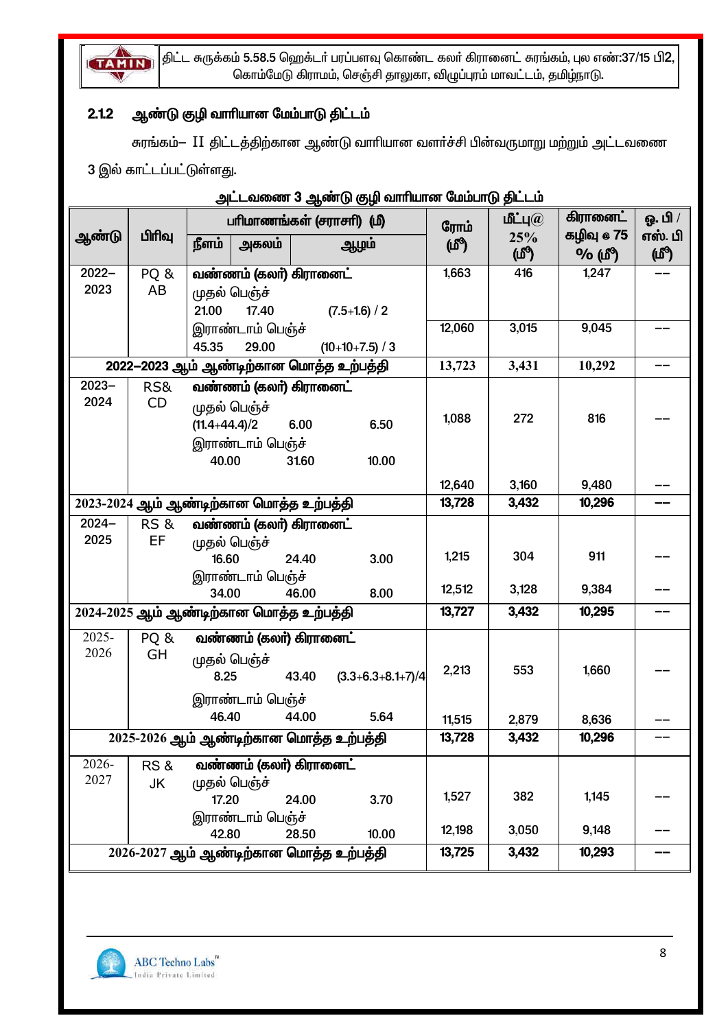### 2.1.2 ஆண்டு குழி வாரியான மேம்பாடு திட்டம்

சுரங்கம்– II திட்டத்திற்கான ஆண்டு வாரியான வளர்ச்சி பின்வருமாறு மற்றும் அட்டவணை 3 இல் காட்டப்பட்டுள்ளது.

**அட்டவணை 3 ஆண்டு குழி வாரியான மேம்பாடு திட்டம்**

| ஆண்டு | பிரிவு | பரிமாணங்கள் (சராசரி) (மீ) | | | ரோம் (மீ³) | மீட்பு@ 25% (மீ³) | கிரானைட் கழிவு @ 75 % (மீ³) | ஓ. பி / எஸ். பி (மீ³) |
|---|---|---|---|---|---|---|---|---|
| | | நீளம் | அகலம் | ஆழம் | | | | |
| 2022–2023 | PQ & AB | வண்ணம் (கலர்) கிரானைட் | | | | | | |
| | | முதல் பெஞ்ச் | | | | | | |
| | | 21.00 | 17.40 | (7.5+1.6) / 2 | 1,663 | 416 | 1,247 | –– |
| | | இரண்டாம் பெஞ்ச் | | | | | | |
| | | 45.35 | 29.00 | (10+10+7.5) / 3 | 12,060 | 3,015 | 9,045 | –– |
| 2022–2023 ஆம் ஆண்டிற்கான மொத்த உற்பத்தி | | | | | 13,723 | 3,431 | 10,292 | –– |
| 2023–2024 | RS& CD | வண்ணம் (கலர்) கிரானைட் | | | | | | |
| | | முதல் பெஞ்ச் | | | | | | |
| | | (11.4+44.4)/2 | 6.00 | 6.50 | 1,088 | 272 | 816 | –– |
| | | இரண்டாம் பெஞ்ச் | | | | | | |
| | | 40.00 | 31.60 | 10.00 | 12,640 | 3,160 | 9,480 | –– |
| 2023-2024 ஆம் ஆண்டிற்கான மொத்த உற்பத்தி | | | | | 13,728 | 3,432 | 10,296 | –– |
| 2024–2025 | RS & EF | வண்ணம் (கலர்) கிரானைட் | | | | | | |
| | | முதல் பெஞ்ச் | | | | | | |
| | | 16.60 | 24.40 | 3.00 | 1,215 | 304 | 911 | –– |
| | | இரண்டாம் பெஞ்ச் | | | | | | |
| | | 34.00 | 46.00 | 8.00 | 12,512 | 3,128 | 9,384 | –– |
| 2024-2025 ஆம் ஆண்டிற்கான மொத்த உற்பத்தி | | | | | 13,727 | 3,432 | 10,295 | –– |
| 2025-2026 | PQ & GH | வண்ணம் (கலர்) கிரானைட் | | | | | | |
| | | முதல் பெஞ்ச் | | | | | | |
| | | 8.25 | 43.40 | (3.3+6.3+8.1+7)/4 | 2,213 | 553 | 1,660 | –– |
| | | இரண்டாம் பெஞ்ச் | | | | | | |
| | | 46.40 | 44.00 | 5.64 | 11,515 | 2,879 | 8,636 | –– |
| 2025-2026 ஆம் ஆண்டிற்கான மொத்த உற்பத்தி | | | | | 13,728 | 3,432 | 10,296 | –– |
| 2026-2027 | RS & JK | வண்ணம் (கலர்) கிரானைட் | | | | | | |
| | | முதல் பெஞ்ச் | | | | | | |
| | | 17.20 | 24.00 | 3.70 | 1,527 | 382 | 1,145 | –– |
| | | இரண்டாம் பெஞ்ச் | | | | | | |
| | | 42.80 | 28.50 | 10.00 | 12,198 | 3,050 | 9,148 | –– |
| 2026-2027 ஆம் ஆண்டிற்கான மொத்த உற்பத்தி | | | | | 13,725 | 3,432 | 10,293 | –– |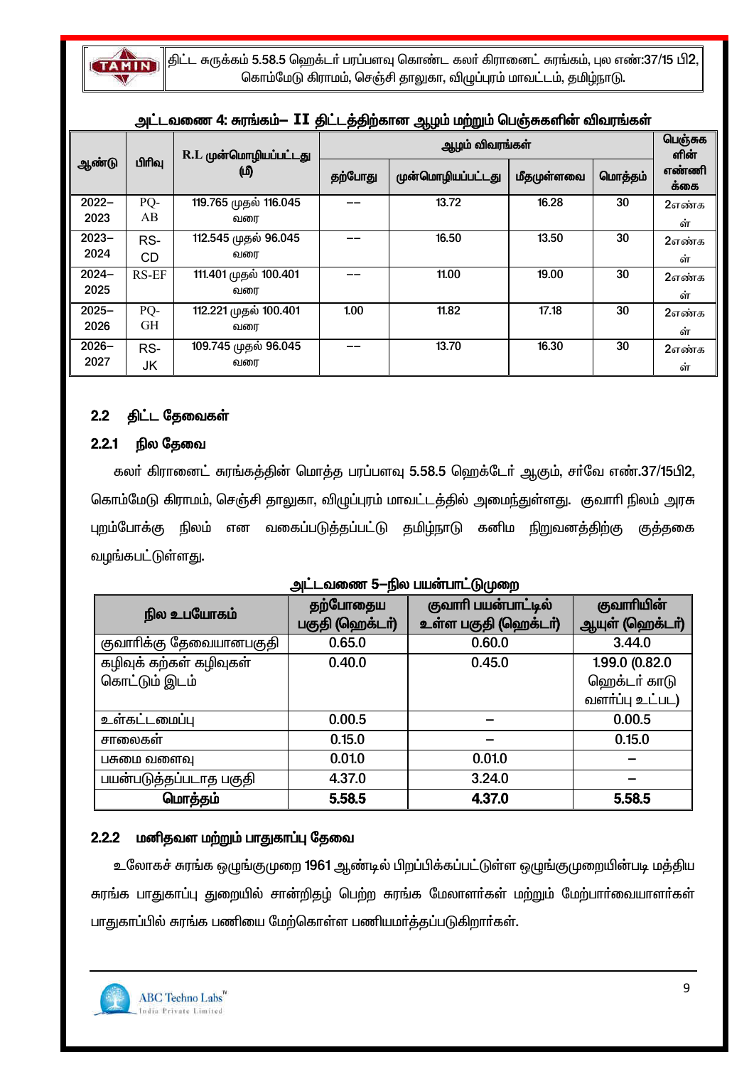**அட்டவணை 4: சுரங்கம்– II திட்டத்திற்கான ஆழம் மற்றும் பெஞ்சுகளின் விவரங்கள்**

| ஆண்டு | பிரிவு | R.L முன்மொழியப்பட்டது (மீ) | ஆழம் விவரங்கள் | | | | பெஞ்சுகளின் எண்ணிக்கை |
|---|---|---|---|---|---|---|---|
| | | | தற்போது | முன்மொழியப்பட்டது | மீதமுள்ளவை | மொத்தம் | |
| 2022–2023 | PQ-AB | 119.765 முதல் 116.045 வரை | –– | 13.72 | 16.28 | 30 | 2எண்கள் |
| 2023–2024 | RS-CD | 112.545 முதல் 96.045 வரை | –– | 16.50 | 13.50 | 30 | 2எண்கள் |
| 2024–2025 | RS-EF | 111.401 முதல் 100.401 வரை | –– | 11.00 | 19.00 | 30 | 2எண்கள் |
| 2025–2026 | PQ-GH | 112.221 முதல் 100.401 வரை | 1.00 | 11.82 | 17.18 | 30 | 2எண்கள் |
| 2026–2027 | RS-JK | 109.745 முதல் 96.045 வரை | –– | 13.70 | 16.30 | 30 | 2எண்கள் |

## 2.2 திட்ட தேவைகள்

### 2.2.1 நில தேவை

கலர் கிரானைட் சுரங்கத்தின் மொத்த பரப்பளவு 5.58.5 ஹெக்டேர் ஆகும், சர்வே எண்.37/15பி2, கொம்மேடு கிராமம், செஞ்சி தாலுகா, விழுப்புரம் மாவட்டத்தில் அமைந்துள்ளது. குவாரி நிலம் அரசு புறம்போக்கு நிலம் என வகைப்படுத்தப்பட்டு தமிழ்நாடு கனிம நிறுவனத்திற்கு குத்தகை வழங்கபட்டுள்ளது.

**அட்டவணை 5–நில பயன்பாட்டுமுறை**

| நில உபயோகம் | தற்போதைய பகுதி (ஹெக்டர்) | குவாரி பயன்பாட்டில் உள்ள பகுதி (ஹெக்டர்) | குவாரியின் ஆயுள் (ஹெக்டர்) |
|---|---|---|---|
| குவாரிக்கு தேவையானபகுதி | 0.65.0 | 0.60.0 | 3.44.0 |
| கழிவுக் கற்கள் கழிவுகள் கொட்டும் இடம் | 0.40.0 | 0.45.0 | 1.99.0 (0.82.0 ஹெக்டர் காடு வளர்ப்பு உட்பட) |
| உள்கட்டமைப்பு | 0.00.5 | – | 0.00.5 |
| சாலைகள் | 0.15.0 | – | 0.15.0 |
| பசுமை வளைவு | 0.01.0 | 0.01.0 | – |
| பயன்படுத்தப்படாத பகுதி | 4.37.0 | 3.24.0 | – |
| **மொத்தம்** | **5.58.5** | **4.37.0** | **5.58.5** |

### 2.2.2 மனிதவள மற்றும் பாதுகாப்பு தேவை

உலோகச் சுரங்க ஒழுங்குமுறை 1961 ஆண்டில் பிறப்பிக்கப்பட்டுள்ள ஒழுங்குமுறையின்படி மத்திய சுரங்க பாதுகாப்பு துறையில் சான்றிதழ் பெற்ற சுரங்க மேலாளர்கள் மற்றும் மேற்பார்வையாளர்கள் பாதுகாப்பில் சுரங்க பணியை மேற்கொள்ள பணியமர்த்தப்படுகிறார்கள்.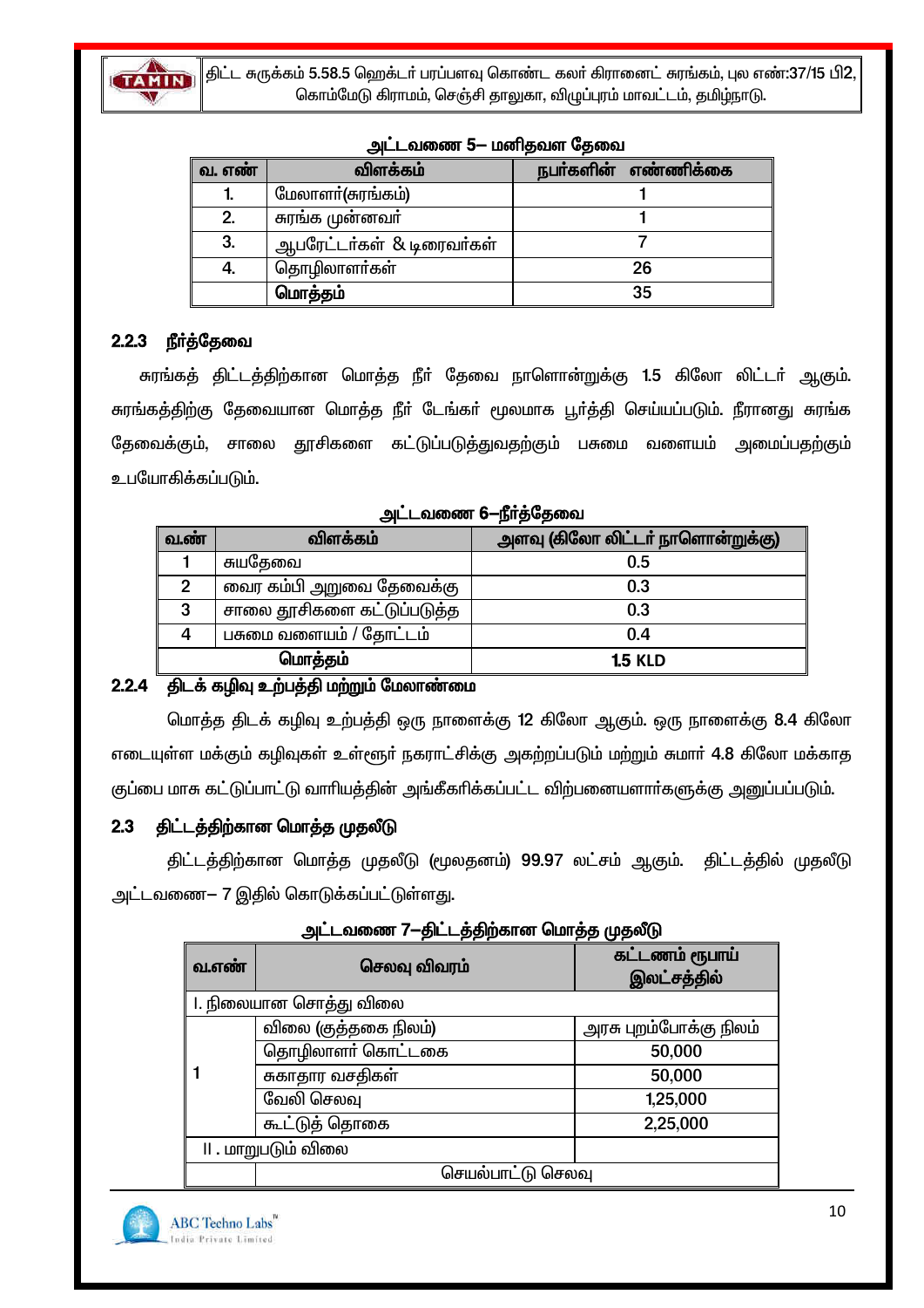**அட்டவணை 5– மனிதவள தேவை**

| வ. எண் | விளக்கம் | நபர்களின் எண்ணிக்கை |
|---|---|---|
| 1. | மேலாளர்(சுரங்கம்) | 1 |
| 2. | சுரங்க முன்னவர் | 1 |
| 3. | ஆபரேட்டர்கள் & டிரைவர்கள் | 7 |
| 4. | தொழிலாளர்கள் | 26 |
| | **மொத்தம்** | 35 |

### 2.2.3 நீர்த்தேவை

சுரங்கத் திட்டத்திற்கான மொத்த நீர் தேவை நாளொன்றுக்கு 1.5 கிலோ லிட்டர் ஆகும். சுரங்கத்திற்கு தேவையான மொத்த நீர் டேங்கர் மூலமாக பூர்த்தி செய்யப்படும். நீரானது சுரங்க தேவைக்கும், சாலை தூசிகளை கட்டுப்படுத்துவதற்கும் பசுமை வளையம் அமைப்பதற்கும் உபயோகிக்கப்படும்.

**அட்டவணை 6–நீர்த்தேவை**

| வ.ண் | விளக்கம் | அளவு (கிலோ லிட்டர் நாளொன்றுக்கு) |
|---|---|---|
| 1 | சுயதேவை | 0.5 |
| 2 | வைர கம்பி அறுவை தேவைக்கு | 0.3 |
| 3 | சாலை தூசிகளை கட்டுப்படுத்த | 0.3 |
| 4 | பசுமை வளையம் / தோட்டம் | 0.4 |
| **மொத்தம்** | | **1.5 KLD** |

### 2.2.4 திடக் கழிவு உற்பத்தி மற்றும் மேலாண்மை

மொத்த திடக் கழிவு உற்பத்தி ஒரு நாளைக்கு 12 கிலோ ஆகும். ஒரு நாளைக்கு 8.4 கிலோ எடையுள்ள மக்கும் கழிவுகள் உள்ளூர் நகராட்சிக்கு அகற்றப்படும் மற்றும் சுமார் 4.8 கிலோ மக்காத குப்பை மாசு கட்டுப்பாட்டு வாரியத்தின் அங்கீகரிக்கப்பட்ட விற்பனையளார்களுக்கு அனுப்பப்படும்.

## 2.3 திட்டத்திற்கான மொத்த முதலீடு

திட்டத்திற்கான மொத்த முதலீடு (மூலதனம்) 99.97 லட்சம் ஆகும். திட்டத்தில் முதலீடு அட்டவணை– 7 இதில் கொடுக்கப்பட்டுள்ளது.

**அட்டவணை 7–திட்டத்திற்கான மொத்த முதலீடு**

| வ.எண் | செலவு விவரம் | கட்டணம் ரூபாய் இலட்சத்தில் |
|---|---|---|
| I. நிலையான சொத்து விலை | | |
| 1 | விலை (குத்தகை நிலம்) | அரசு புறம்போக்கு நிலம் |
| | தொழிலாளர் கொட்டகை | 50,000 |
| | சுகாதார வசதிகள் | 50,000 |
| | வேலி செலவு | 1,25,000 |
| | கூட்டுத் தொகை | 2,25,000 |
| II . மாறுபடும் விலை | | |
| | செயல்பாட்டு செலவு | |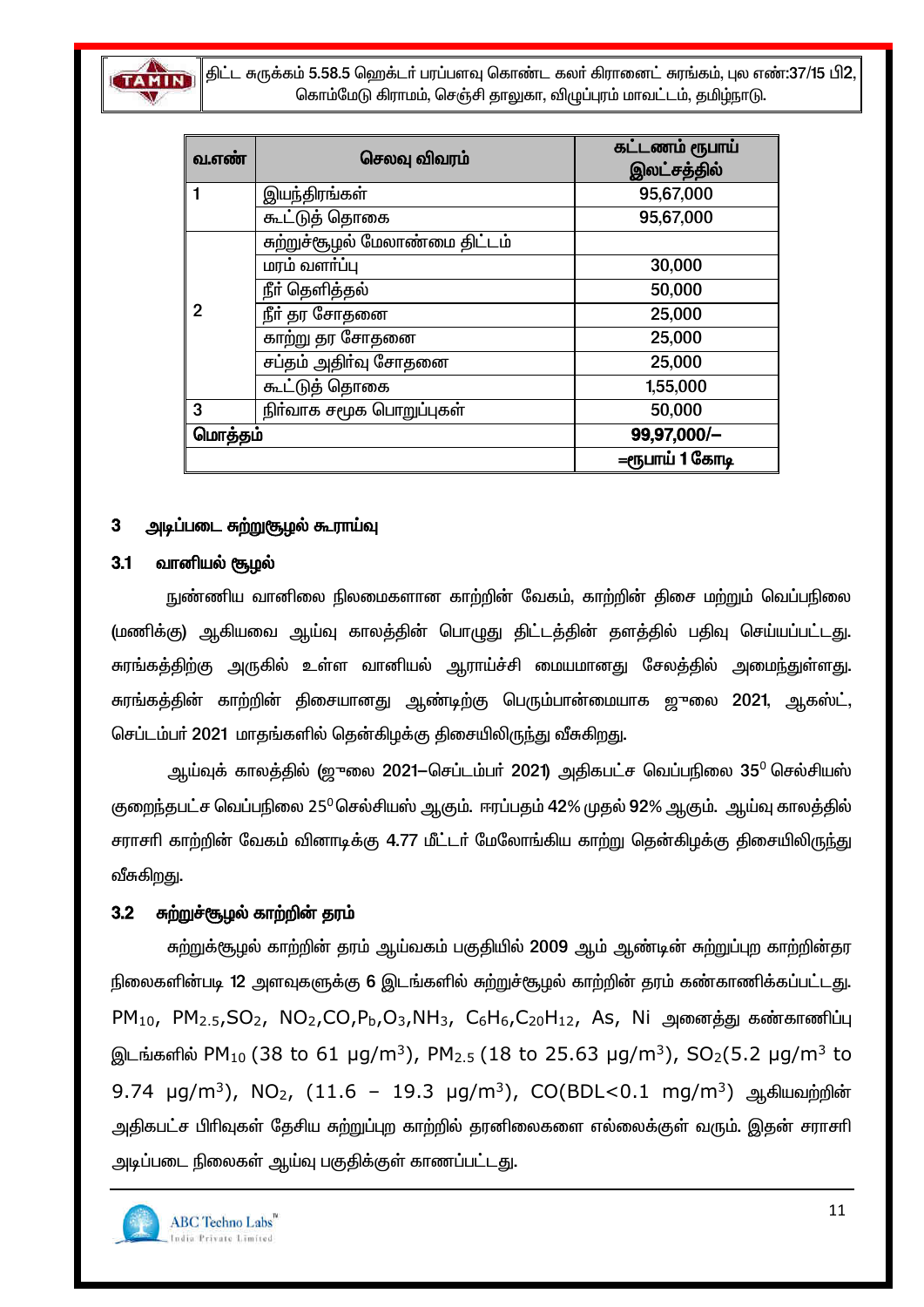| வ.எண் | செலவு விவரம் | கட்டணம் ரூபாய் இலட்சத்தில் |
|---|---|---|
| 1 | இயந்திரங்கள் | 95,67,000 |
| | கூட்டுத் தொகை | 95,67,000 |
| 2 | சுற்றுச்சூழல் மேலாண்மை திட்டம் | |
| | மரம் வளர்ப்பு | 30,000 |
| | நீர் தெளித்தல் | 50,000 |
| | நீர் தர சோதனை | 25,000 |
| | காற்று தர சோதனை | 25,000 |
| | சப்தம் அதிர்வு சோதனை | 25,000 |
| | கூட்டுத் தொகை | 1,55,000 |
| 3 | நிர்வாக சமூக பொறுப்புகள் | 50,000 |
| மொத்தம் | | 99,97,000/– |
| | | =ரூபாய் 1 கோடி |

## 3 அடிப்படை சுற்றுச்சூழல் கூராய்வு

### 3.1 வானியல் சூழல்

நுண்ணிய வானிலை நிலைமைகளான காற்றின் வேகம், காற்றின் திசை மற்றும் வெப்பநிலை (மணிக்கு) ஆகியவை ஆய்வு காலத்தின் பொழுது திட்டத்தின் தளத்தில் பதிவு செய்யப்பட்டது. சுரங்கத்திற்கு அருகில் உள்ள வானியல் ஆராய்ச்சி மையமானது சேலத்தில் அமைந்துள்ளது. சுரங்கத்தின் காற்றின் திசையானது ஆண்டிற்கு பெரும்பான்மையாக ஜுலை 2021, ஆகஸ்ட், செப்டம்பர் 2021 மாதங்களில் தென்கிழக்கு திசையிலிருந்து வீசுகிறது.

ஆய்வுக் காலத்தில் (ஜுலை 2021–செப்டம்பர் 2021) அதிகபட்ச வெப்பநிலை $35^0$ செல்சியஸ் குறைந்தபட்ச வெப்பநிலை $25^0$ செல்சியஸ் ஆகும். ஈரப்பதம் 42% முதல் 92% ஆகும். ஆய்வு காலத்தில் சராசரி காற்றின் வேகம் வினாடிக்கு 4.77 மீட்டர் மேலோங்கிய காற்று தென்கிழக்கு திசையிலிருந்து வீசுகிறது.

### 3.2 சுற்றுச்சூழல் காற்றின் தரம்

சுற்றுக்சூழல் காற்றின் தரம் ஆய்வகம் பகுதியில் 2009 ஆம் ஆண்டின் சுற்றுப்புற காற்றின்தர நிலைகளின்படி 12 அளவுகளுக்கு 6 இடங்களில் சுற்றுச்சூழல் காற்றின் தரம் கண்காணிக்கப்பட்டது. $PM_{10}$, $PM_{2.5}$, $SO_2$, $NO_2$, CO, $P_b$, $O_3$, $NH_3$, $C_6H_6$, $C_{20}H_{12}$, As, Ni அனைத்து கண்காணிப்பு இடங்களில் $PM_{10}$ (38 to 61 $\mu g/m^3$), $PM_{2.5}$ (18 to 25.63 $\mu g/m^3$), $SO_2$(5.2 $\mu g/m^3$ to 9.74 $\mu g/m^3$), $NO_2$, (11.6 – 19.3 $\mu g/m^3$), CO(BDL<0.1 $mg/m^3$) ஆகியவற்றின் அதிகபட்ச பிரிவுகள் தேசிய சுற்றுப்புற காற்றில் தரனிலைகளை எல்லைக்குள் வரும். இதன் சராசரி அடிப்படை நிலைகள் ஆய்வு பகுதிக்குள் காணப்பட்டது.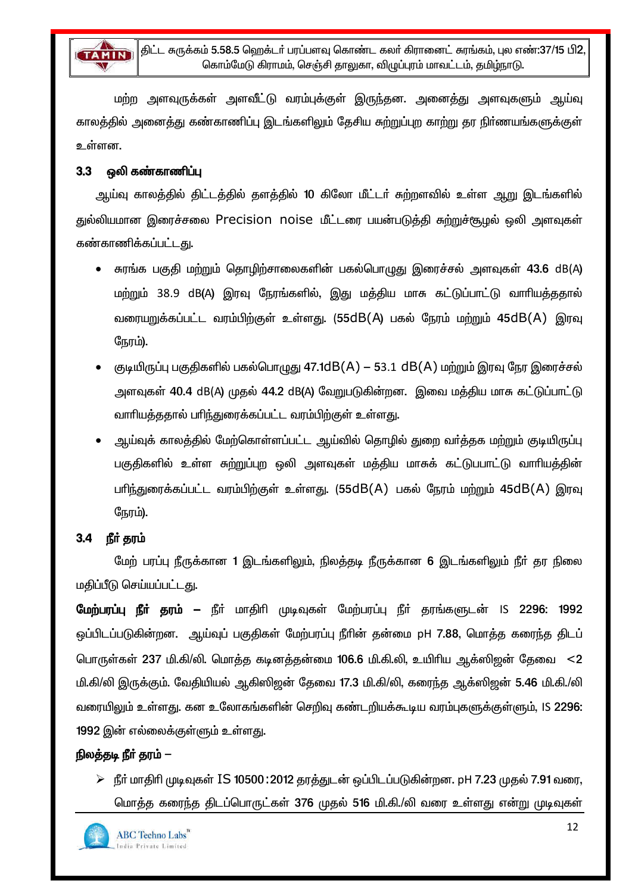மற்ற அளவுருக்கள் அளவீட்டு வரம்புக்குள் இருந்தன. அனைத்து அளவுகளும் ஆய்வு காலத்தில் அனைத்து கண்காணிப்பு இடங்களிலும் தேசிய சுற்றுப்புற காற்று தர நிர்ணயங்களுக்குள் உள்ளன.

### 3.3 ஒலி கண்காணிப்பு

ஆய்வு காலத்தில் திட்டத்தில் தளத்தில் 10 கிலோ மீட்டர் சுற்றளவில் உள்ள ஆறு இடங்களில் துல்லியமான இரைச்சலை Precision noise மீட்டரை பயன்படுத்தி சுற்றுச்சூழல் ஒலி அளவுகள் கண்காணிக்கப்பட்டது.

- சுரங்க பகுதி மற்றும் தொழிற்சாலைகளின் பகல்பொழுது இரைச்சல் அளவுகள் 43.6 dB(A) மற்றும் 38.9 dB(A) இரவு நேரங்களில், இது மத்திய மாசு கட்டுப்பாட்டு வாரியத்ததால் வரையறுக்கப்பட்ட வரம்பிற்குள் உள்ளது. (55dB(A) பகல் நேரம் மற்றும் 45dB(A) இரவு நேரம்).
- குடியிருப்பு பகுதிகளில் பகல்பொழுது 47.1dB(A) – 53.1 dB(A) மற்றும் இரவு நேர இரைச்சல் அளவுகள் 40.4 dB(A) முதல் 44.2 dB(A) வேறுபடுகின்றன. இவை மத்திய மாசு கட்டுப்பாட்டு வாரியத்ததால் பரிந்துரைக்கப்பட்ட வரம்பிற்குள் உள்ளது.
- ஆய்வுக் காலத்தில் மேற்கொள்ளப்பட்ட ஆய்வில் தொழில் துறை வர்த்தக மற்றும் குடியிருப்பு பகுதிகளில் உள்ள சுற்றுப்புற ஒலி அளவுகள் மத்திய மாசுக் கட்டுபபாட்டு வாரியத்தின் பரிந்துரைக்கப்பட்ட வரம்பிற்குள் உள்ளது. (55dB(A) பகல் நேரம் மற்றும் 45dB(A) இரவு நேரம்).

### 3.4 நீர் தரம்

மேற் பரப்பு நீருக்கான 1 இடங்களிலும், நிலத்தடி நீருக்கான 6 இடங்களிலும் நீர் தர நிலை மதிப்பீடு செய்யப்பட்டது.

**மேற்பரப்பு நீர் தரம் –** நீர் மாதிரி முடிவுகள் மேற்பரப்பு நீர் தரங்களுடன் IS 2296: 1992 ஒப்பிடப்படுகின்றன. ஆய்வுப் பகுதிகள் மேற்பரப்பு நீரின் தன்மை pH 7.88, மொத்த கரைந்த திடப் பொருள்கள் 237 மி.கி/லி. மொத்த கடினத்தன்மை 106.6 மி.கி.லி, உயிரிய ஆக்ஸிஜன் தேவை <2 மி.கி/லி இருக்கும். வேதியியல் ஆகிஸிஜன் தேவை 17.3 மி.கி/லி, கரைந்த ஆக்ஸிஜன் 5.46 மி.கி./லி வரையிலும் உள்ளது. கன உலோகங்களின் செறிவு கண்டறியக்கூடிய வரம்புகளுக்குள்ளும், IS 2296: 1992 இன் எல்லைக்குள்ளும் உள்ளது.

**நிலத்தடி நீர் தரம் –**

- நீர் மாதிரி முடிவுகள் IS 10500:2012 தரத்துடன் ஒப்பிடப்படுகின்றன. pH 7.23 முதல் 7.91 வரை, மொத்த கரைந்த திடப்பொருட்கள் 376 முதல் 516 மி.கி./லி வரை உள்ளது என்று முடிவுகள்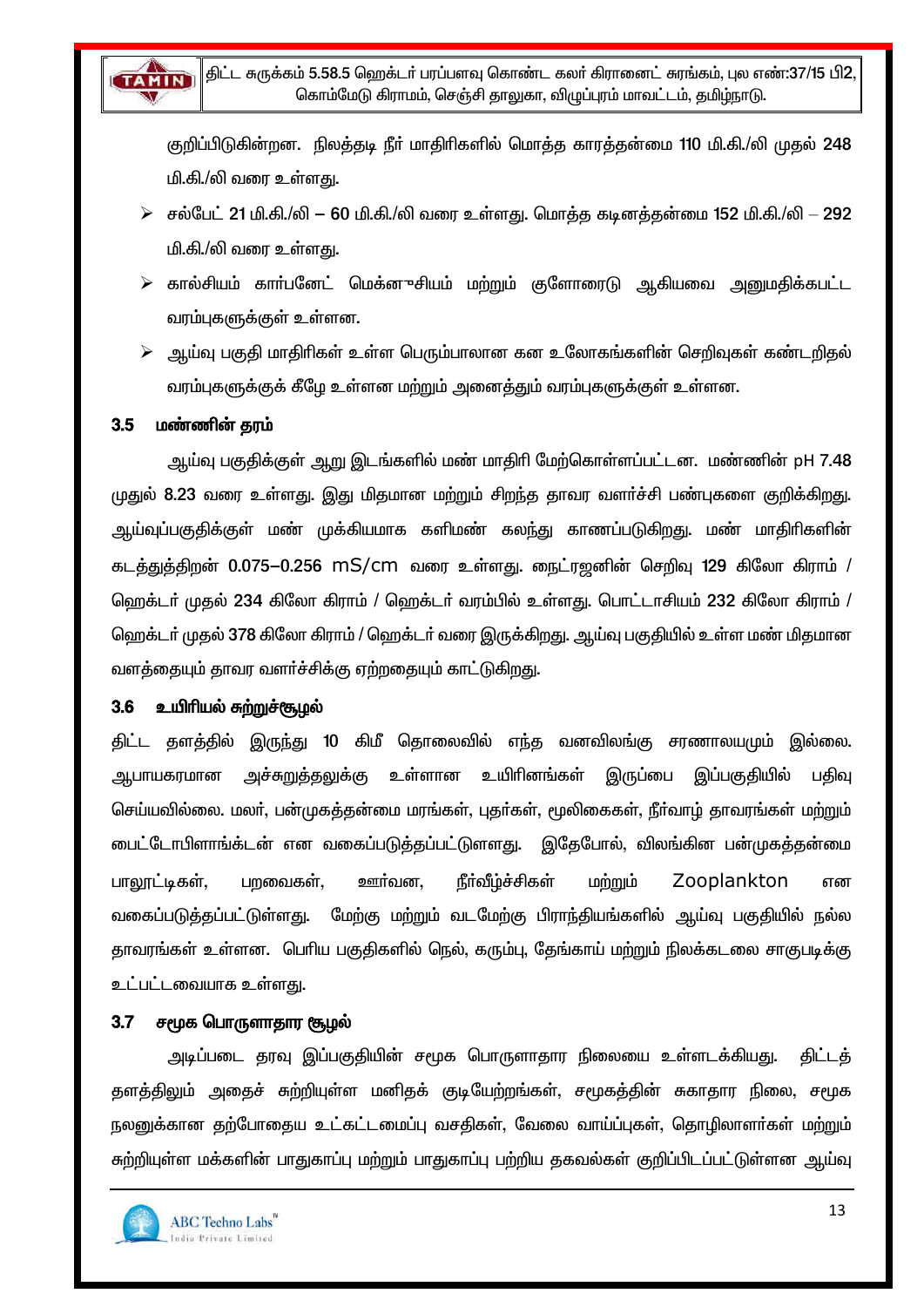குறிப்பிடுகின்றன. நிலத்தடி நீர் மாதிரிகளில் மொத்த காரத்தன்மை 110 மி.கி./லி முதல் 248 மி.கி./லி வரை உள்ளது.

- சல்பேட் 21 மி.கி./லி – 60 மி.கி./லி வரை உள்ளது. மொத்த கடினத்தன்மை 152 மி.கி./லி – 292 மி.கி./லி வரை உள்ளது.
- கால்சியம் கார்பனேட் மெக்னீசியம் மற்றும் குளோரைடு ஆகியவை அனுமதிக்கபட்ட வரம்புகளுக்குள் உள்ளன.
- ஆய்வு பகுதி மாதிரிகள் உள்ள பெரும்பாலான கன உலோகங்களின் செறிவுகள் கண்டறிதல் வரம்புகளுக்குக் கீழே உள்ளன மற்றும் அனைத்தும் வரம்புகளுக்குள் உள்ளன.

### 3.5 மண்ணின் தரம்

ஆய்வு பகுதிக்குள் ஆறு இடங்களில் மண் மாதிரி மேற்கொள்ளப்பட்டன. மண்ணின் pH 7.48 முதல் 8.23 வரை உள்ளது. இது மிதமான மற்றும் சிறந்த தாவர வளர்ச்சி பண்புகளை குறிக்கிறது. ஆய்வுப்பகுதிக்குள் மண் முக்கியமாக களிமண் கலந்து காணப்படுகிறது. மண் மாதிரிகளின் கடத்துத்திறன் 0.075–0.256 mS/cm வரை உள்ளது. நைட்ரஜனின் செறிவு 129 கிலோ கிராம் / ஹெக்டர் முதல் 234 கிலோ கிராம் / ஹெக்டர் வரம்பில் உள்ளது. பொட்டாசியம் 232 கிலோ கிராம் / ஹெக்டர் முதல் 378 கிலோ கிராம் / ஹெக்டர் வரை இருக்கிறது. ஆய்வு பகுதியில் உள்ள மண் மிதமான வளத்தையும் தாவர வளர்ச்சிக்கு ஏற்றதையும் காட்டுகிறது.

### 3.6 உயிரியல் சுற்றுச்சூழல்

திட்ட தளத்தில் இருந்து 10 கிமீ தொலைவில் எந்த வனவிலங்கு சரணாலயமும் இல்லை. ஆபாயகரமான அச்சுறுத்தலுக்கு உள்ளான உயிரினங்கள் இருப்பை இப்பகுதியில் பதிவு செய்யவில்லை. மலர், பன்முகத்தன்மை மரங்கள், புதர்கள், மூலிகைகள், நீர்வாழ் தாவரங்கள் மற்றும் பைட்டோபிளாங்டன் என வகைப்படுத்தப்பட்டுளளது. இதேபோல், விலங்கின பன்முகத்தன்மை பாலூட்டிகள், பறவைகள், ஊர்வன, நீர்வீழ்ச்சிகள் மற்றும் Zooplankton என வகைப்படுத்தப்பட்டுள்ளது. மேற்கு மற்றும் வடமேற்கு பிராந்தியங்களில் ஆய்வு பகுதியில் நல்ல தாவரங்கள் உள்ளன. பெரிய பகுதிகளில் நெல், கரும்பு, தேங்காய் மற்றும் நிலக்கடலை சாகுபடிக்கு உட்பட்டவையாக உள்ளது.

### 3.7 சமூக பொருளாதார சூழல்

அடிப்படை தரவு இப்பகுதியின் சமூக பொருளாதார நிலையை உள்ளடக்கியது. திட்டத் தளத்திலும் அதைச் சுற்றியுள்ள மனிதக் குடியேற்றங்கள், சமூகத்தின் சுகாதார நிலை, சமூக நலனுக்கான தற்போதைய உட்கட்டமைப்பு வசதிகள், வேலை வாய்ப்புகள், தொழிலாளர்கள் மற்றும் சுற்றியுள்ள மக்களின் பாதுகாப்பு மற்றும் பாதுகாப்பு பற்றிய தகவல்கள் குறிப்பிடப்பட்டுள்ளன ஆய்வு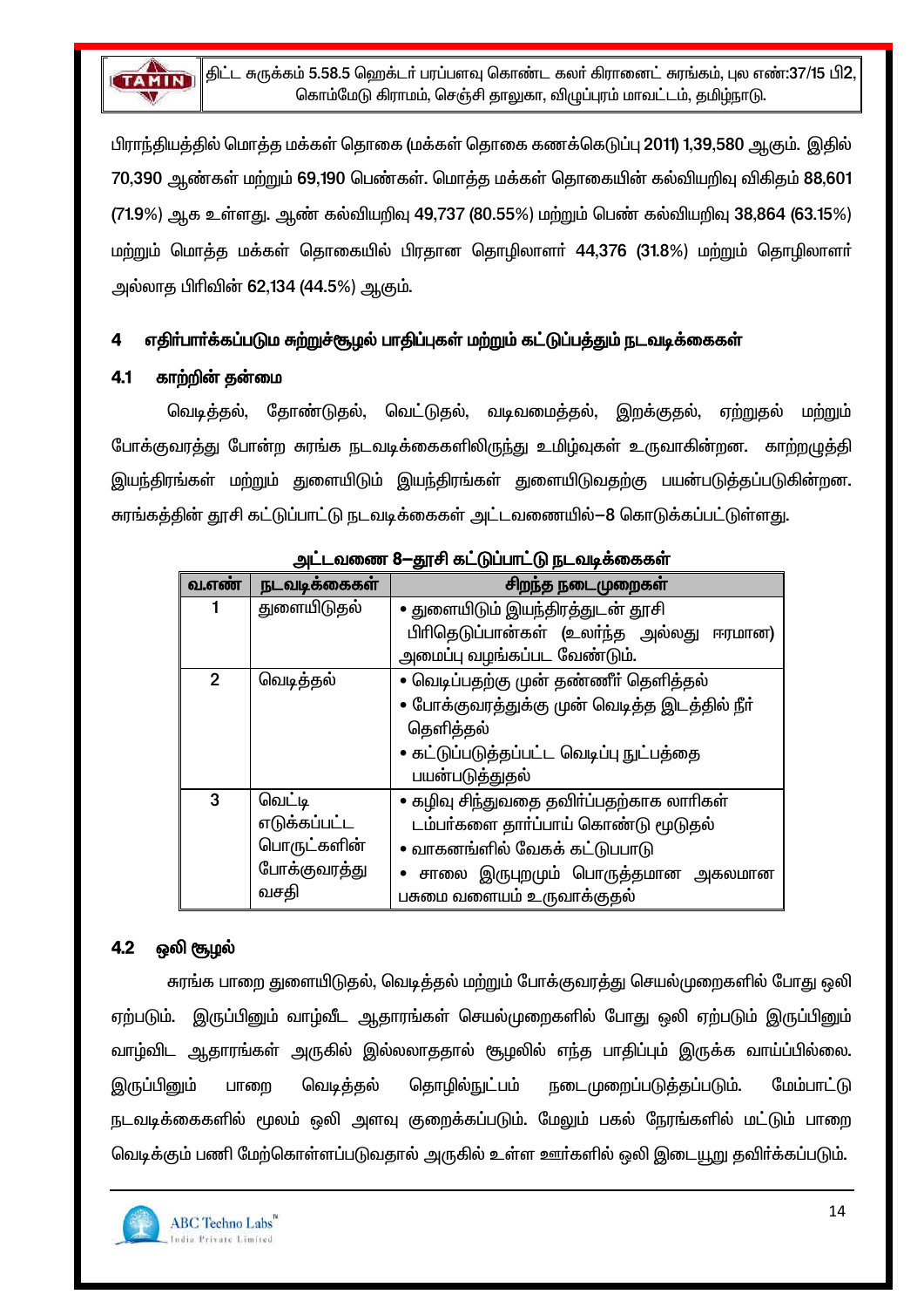பிராந்தியத்தில் மொத்த மக்கள் தொகை (மக்கள் தொகை கணக்கெடுப்பு 2011) 1,39,580 ஆகும். இதில் 70,390 ஆண்கள் மற்றும் 69,190 பெண்கள். மொத்த மக்கள் தொகையின் கல்வியறிவு விகிதம் 88,601 (71.9%) ஆக உள்ளது. ஆண் கல்வியறிவு 49,737 (80.55%) மற்றும் பெண் கல்வியறிவு 38,864 (63.15%) மற்றும் மொத்த மக்கள் தொகையில் பிரதான தொழிலாளர் 44,376 (31.8%) மற்றும் தொழிலாளர் அல்லாத பிரிவின் 62,134 (44.5%) ஆகும்.

## 4 எதிர்பார்க்கப்படும சுற்றுச்சூழல் பாதிப்புகள் மற்றும் கட்டுப்பத்தும் நடவடிக்கைகள்

### 4.1 காற்றின் தன்மை

வெடித்தல், தோண்டுதல், வெட்டுதல், வடிவமைத்தல், இறக்குதல், ஏற்றுதல் மற்றும் போக்குவரத்து போன்ற சுரங்க நடவடிக்கைகளிலிருந்து உமிழ்வுகள் உருவாகின்றன. காற்றழுத்தி இயந்திரங்கள் மற்றும் துளையிடும் இயந்திரங்கள் துளையிடுவதற்கு பயன்படுத்தப்படுகின்றன. சுரங்கத்தின் தூசி கட்டுப்பாட்டு நடவடிக்கைகள் அட்டவணையில்–8 கொடுக்கப்பட்டுள்ளது.

**அட்டவணை 8–தூசி கட்டுப்பாட்டு நடவடிக்கைகள்**

| வ.எண் | நடவடிக்கைகள் | சிறந்த நடைமுறைகள் |
|---|---|---|
| 1 | துளையிடுதல் | • துளையிடும் இயந்திரத்துடன் தூசி பிரிதெடுப்பான்கள் (உலர்ந்த அல்லது ஈரமான) அமைப்பு வழங்கப்பட வேண்டும். |
| 2 | வெடித்தல் | • வெடிப்பதற்கு முன் தண்ணீர் தெளித்தல்<br>• போக்குவரத்துக்கு முன் வெடித்த இடத்தில் நீர் தெளித்தல்<br>• கட்டுப்படுத்தப்பட்ட வெடிப்பு நுட்பத்தை பயன்படுத்துதல் |
| 3 | வெட்டி எடுக்கப்பட்ட பொருட்களின் போக்குவரத்து வசதி | • கழிவு சிந்துவதை தவிர்ப்பதற்காக லாரிகள் டம்பர்களை தார்ப்பாய் கொண்டு மூடுதல்<br>• வாகனங்ளில் வேகக் கட்டுபபாடு<br>• சாலை இருபுறமும் பொருத்தமான அகலமான பசுமை வளையம் உருவாக்குதல் |

### 4.2 ஒலி சூழல்

சுரங்க பாறை துளையிடுதல், வெடித்தல் மற்றும் போக்குவரத்து செயல்முறைகளில் போது ஒலி ஏற்படும். இருப்பினும் வாழ்வீட ஆதாரங்கள் செயல்முறைகளில் போது ஒலி ஏற்படும் இருப்பினும் வாழ்விட ஆதாரங்கள் அருகில் இல்லலாததால் சூழலில் எந்த பாதிப்பும் இருக்க வாய்ப்பில்லை. இருப்பினும் பாறை வெடித்தல் தொழில்நுட்பம் நடைமுறைப்படுத்தப்படும். மேம்பாட்டு நடவடிக்கைகளில் மூலம் ஒலி அளவு குறைக்கப்படும். மேலும் பகல் நேரங்களில் மட்டும் பாறை வெடிக்கும் பணி மேற்கொள்ளப்படுவதால் அருகில் உள்ள ஊர்களில் ஒலி இடையூறு தவிர்க்கப்படும்.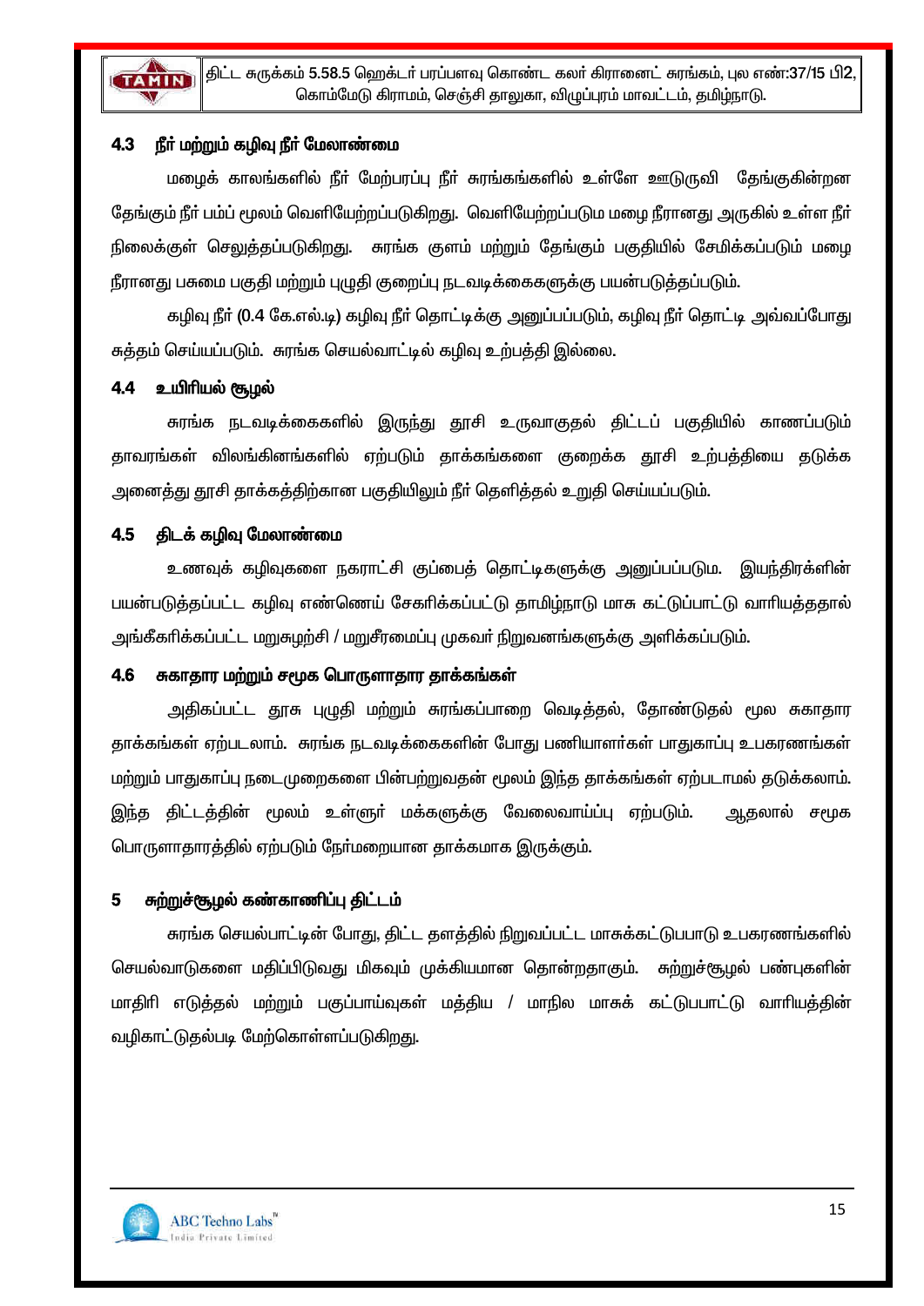## 4.3 நீர் மற்றும் கழிவு நீர் மேலாண்மை

மழைக் காலங்களில் நீர் மேற்பரப்பு நீர் சுரங்கங்களில் உள்ளே ஊடுருவி தேங்குகின்றன தேங்கும் நீர் பம்ப் மூலம் வெளியேற்றப்படுகிறது. வெளியேற்றப்படும மழை நீரானது அருகில் உள்ள நீர் நிலைக்குள் செலுத்தப்படுகிறது. சுரங்க குளம் மற்றும் தேங்கும் பகுதியில் சேமிக்கப்படும் மழை நீரானது பசுமை பகுதி மற்றும் புழுதி குறைப்பு நடவடிக்கைகளுக்கு பயன்படுத்தப்படும்.

கழிவு நீர் (0.4 கே.எல்.டி) கழிவு நீர் தொட்டிக்கு அனுப்பப்படும், கழிவு நீர் தொட்டி அவ்வப்போது சுத்தம் செய்யப்படும். சுரங்க செயல்வாட்டில் கழிவு உற்பத்தி இல்லை.

## 4.4 உயிரியல் சூழல்

சுரங்க நடவடிக்கைகளில் இருந்து தூசி உருவாகுதல் திட்டப் பகுதியில் காணப்படும் தாவரங்கள் விலங்கினங்களில் ஏற்படும் தாக்கங்களை குறைக்க தூசி உற்பத்தியை தடுக்க அனைத்து தூசி தாக்கத்திற்கான பகுதியிலும் நீர் தெளித்தல் உறுதி செய்யப்படும்.

## 4.5 திடக் கழிவு மேலாண்மை

உணவுக் கழிவுகளை நகராட்சி குப்பைத் தொட்டிகளுக்கு அனுப்பப்படும. இயந்திரக்ளின் பயன்படுத்தப்பட்ட கழிவு எண்ணெய் சேகரிக்கப்பட்டு தாமிழ்நாடு மாசு கட்டுப்பாட்டு வாரியத்ததால் அங்கீகரிக்கப்பட்ட மறுசுழற்சி / மறுசீரமைப்பு முகவர் நிறுவனங்களுக்கு அளிக்கப்படும்.

## 4.6 சுகாதார மற்றும் சமூக பொருளாதார தாக்கங்கள்

அதிகப்பட்ட தூசு புழுதி மற்றும் சுரங்கப்பாறை வெடித்தல், தோண்டுதல் மூல சுகாதார தாக்கங்கள் ஏற்படலாம். சுரங்க நடவடிக்கைகளின் போது பணியாளர்கள் பாதுகாப்பு உபகரணங்கள் மற்றும் பாதுகாப்பு நடைமுறைகளை பின்பற்றுவதன் மூலம் இந்த தாக்கங்கள் ஏற்படாமல் தடுக்கலாம். இந்த திட்டத்தின் மூலம் உள்ளூர் மக்களுக்கு வேலைவாய்ப்பு ஏற்படும். ஆதலால் சமூக பொருளாதாரத்தில் ஏற்படும் நேர்மறையான தாக்கமாக இருக்கும்.

# 5 சுற்றுச்சூழல் கண்காணிப்பு திட்டம்

சுரங்க செயல்பாட்டின் போது, திட்ட தளத்தில் நிறுவப்பட்ட மாசுக்கட்டுபபாடு உபகரணங்களில் செயல்வாடுகளை மதிப்பிடுவது மிகவும் முக்கியமான தொன்றதாகும். சுற்றுச்சூழல் பண்புகளின் மாதிரி எடுத்தல் மற்றும் பகுப்பாய்வுகள் மத்திய / மாநில மாசுக் கட்டுபபாட்டு வாரியத்தின் வழிகாட்டுதல்படி மேற்கொள்ளப்படுகிறது.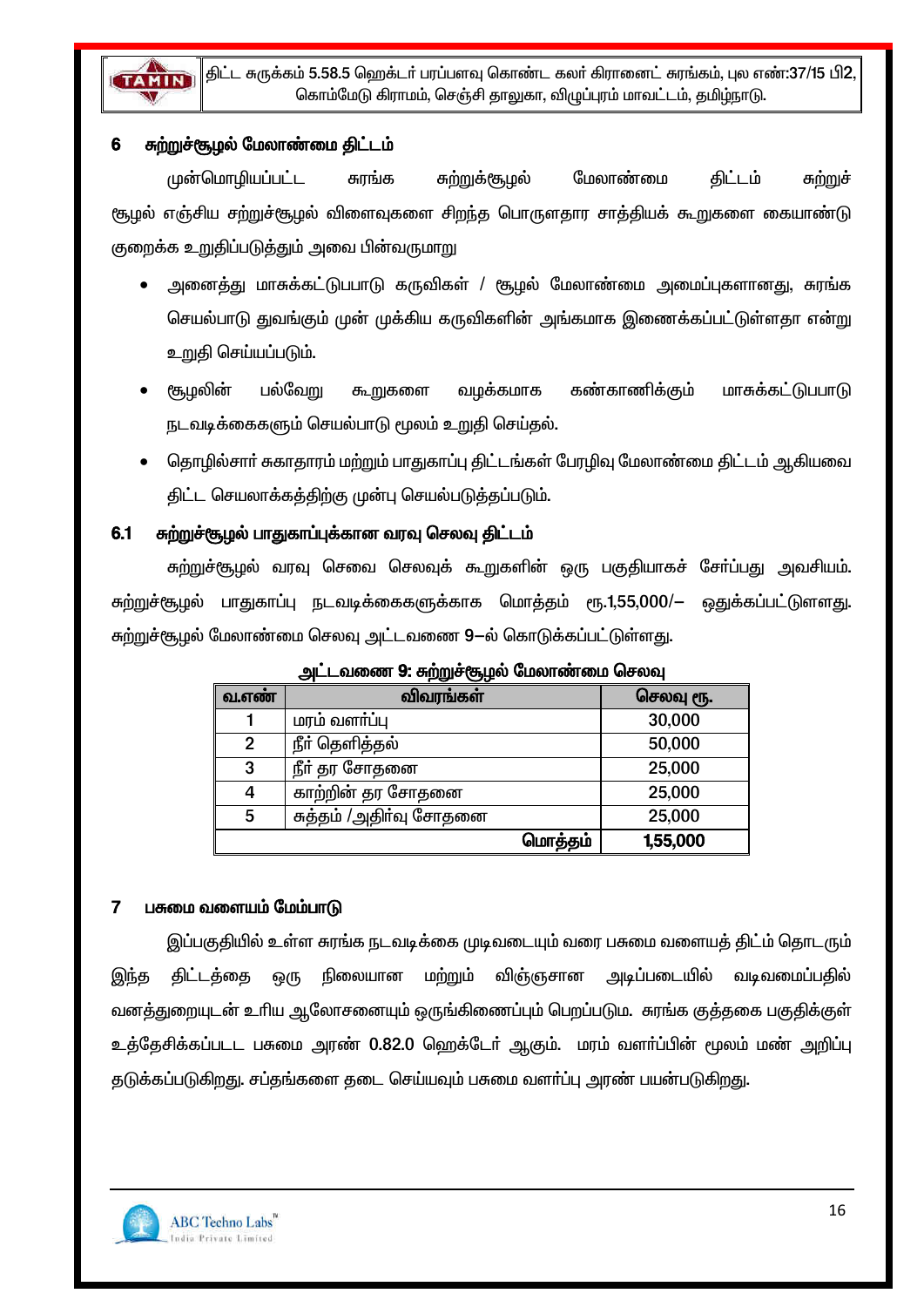## 6 சுற்றுச்சூழல் மேலாண்மை திட்டம்

முன்மொழியப்பட்ட சுரங்க சுற்றுக்சூழல் மேலாண்மை திட்டம் சுற்றுச் சூழல் எஞ்சிய சற்றுச்சூழல் விளைவுகளை சிறந்த பொருளதார சாத்தியக் கூறுகளை கையாண்டு குறைக்க உறுதிப்படுத்தும் அவை பின்வருமாறு

- அனைத்து மாசுக்கட்டுபபாடு கருவிகள் / சூழல் மேலாண்மை அமைப்புகளானது, சுரங்க செயல்பாடு துவங்கும் முன் முக்கிய கருவிகளின் அங்கமாக இணைக்கப்பட்டுள்ளதா என்று உறுதி செய்யப்படும்.
- சூழலின் பல்வேறு கூறுகளை வழக்கமாக கண்காணிக்கும் மாசுக்கட்டுபபாடு நடவடிக்கைகளும் செயல்பாடு மூலம் உறுதி செய்தல்.
- தொழில்சார் சுகாதாரம் மற்றும் பாதுகாப்பு திட்டங்கள் பேரழிவு மேலாண்மை திட்டம் ஆகியவை திட்ட செயலாக்கத்திற்கு முன்பு செயல்படுத்தப்படும்.

### 6.1 சுற்றுச்சூழல் பாதுகாப்புக்கான வரவு செலவு திட்டம்

சுற்றுச்சூழல் வரவு செலை செலவுக் கூறுகளின் ஒரு பகுதியாகச் சேர்ப்பது அவசியம். சுற்றுச்சூழல் பாதுகாப்பு நடவடிக்கைகளுக்காக மொத்தம் ரூ.1,55,000/– ஒதுக்கப்பட்டுள்ளது. சுற்றுச்சூழல் மேலாண்மை செலவு அட்டவணை 9–ல் கொடுக்கப்பட்டுள்ளது.

**அட்டவணை 9: சுற்றுச்சூழல் மேலாண்மை செலவு**

| வ.எண் | விவரங்கள் | செலவு ரூ. |
|---|---|---|
| 1 | மரம் வளர்ப்பு | 30,000 |
| 2 | நீர் தெளித்தல் | 50,000 |
| 3 | நீர் தர சோதனை | 25,000 |
| 4 | காற்றின் தர சோதனை | 25,000 |
| 5 | சுத்தம் /அதிர்வு சோதனை | 25,000 |
| | **மொத்தம்** | **1,55,000** |

## 7 பசுமை வளையம் மேம்பாடு

இப்பகுதியில் உள்ள சுரங்க நடவடிக்கை முடிவடையும் வரை பசுமை வளையத் திட்ம் தொடரும் இந்த திட்டத்தை ஒரு நிலையான மற்றும் விஞ்ஞான அடிப்படையில் வடிவமைப்பதில் வனத்துறையுடன் உரிய ஆலோசனையும் ஒருங்கிணைப்பும் பெறப்படும. சுரங்க குத்தகை பகுதிக்குள் உத்தேசிக்கப்பபட்ட பசுமை அரண் 0.82.0 ஹெக்டேர் ஆகும். மரம் வளர்ப்பின் மூலம் மண் அறிப்பு தடுக்கப்படுகிறது. சப்தங்களை தடை செய்யவும் பசுமை வளர்ப்பு அரண் பயன்படுகிறது.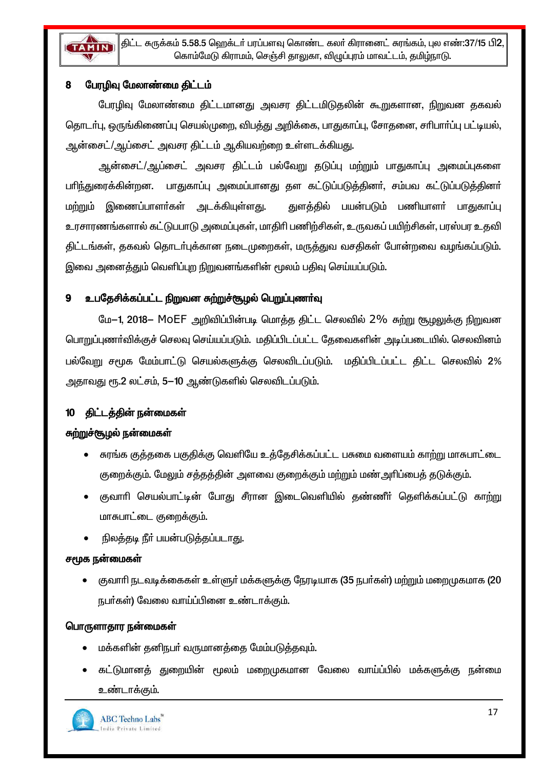## 8 பேரழிவு மேலாண்மை திட்டம்

பேரழிவு மேலாண்மை திட்டமானது அவசர திட்டமிடுதலின் கூறுகளான, நிறுவன தகவல் தொடர்பு, ஒருங்கிணைப்பு செயல்முறை, விபத்து அறிக்கை, பாதுகாப்பு, சோதனை, சரிபார்ப்பு பட்டியல், ஆன்சைட்/ஆப்சைட் அவசர திட்டம் ஆகியவற்றை உள்ளடக்கியது.

ஆன்சைட்/ஆப்சைட் அவசர திட்டம் பல்வேறு தடுப்பு மற்றும் பாதுகாப்பு அமைப்புகளை பரிந்துரைக்கின்றன. பாதுகாப்பு அமைப்பானது தள கட்டுப்படுத்தினர், சம்பவ கட்டுப்படுத்தினர் மற்றும் இணைப்பாளர்கள் அடக்கியுள்ளது. துளத்தில் பயன்படும் பணியாளர் பாதுகாப்பு உரசாரணங்களால் கட்டுபபாடு அமைப்புகள், மாதிரி பணிற்சிகள், உருவகப் பயிற்சிகள், பரஸ்பர உதவி திட்டங்கள், தகவல் தொடர்புக்கான நடைமுறைகள், மருத்துவ வசதிகள் போன்றவை வழங்கப்படும். இவை அனைத்தும் வெளிப்புற நிறுவனங்களின் மூலம் பதிவு செய்யப்படும்.

## 9 உபதேசிக்கப்பட்ட நிறுவன சுற்றுச்சூழல் பெறுப்புணர்வு

மே–1, 2018– MoEF அறிவிப்பின்படி மொத்த திட்ட செலவில் 2% சுற்று சூழலுக்கு நிறுவன பொறுப்புணர்விக்குச் செலவு செய்யப்படும். மதிப்பிடப்பட்ட தேவைகளின் அடிப்படையில். செலவினம் பல்வேறு சமூக மேம்பாட்டு செயல்களுக்கு செலவிடப்படும். மதிப்பிடப்பட்ட திட்ட செலவில் 2% அதாவது ரூ.2 லட்சம், 5–10 ஆண்டுகளில் செலவிடப்படும்.

## 10 திட்டத்தின் நன்மைகள்

### சுற்றுச்சூழல் நன்மைகள்

- சுரங்க குத்தகை பகுதிக்கு வெளியே உத்தேசிக்கப்பட்ட பசுமை வளையம் காற்று மாசுபாட்டை குறைக்கும். மேலும் சத்தத்தின் அளவை குறைக்கும் மற்றும் மண்அரிப்பைத் தடுக்கும்.
- குவாரி செயல்பாட்டின் போது சீரான இடைவெளியில் தண்ணீர் தெளிக்கப்பட்டு காற்று மாசுபாட்டை குறைக்கும்.
- நிலத்தடி நீர் பயன்படுத்தப்படாது.

### சமூக நன்மைகள்

- குவாரி நடவடிக்கைகள் உள்ளூர் மக்களுக்கு நேரடியாக (35 நபர்கள்) மற்றும் மறைமுகமாக (20 நபர்கள்) வேலை வாய்ப்பினை உண்டாக்கும்.

### பொருளாதார நன்மைகள்

- மக்களின் தனிநபர் வருமானத்தை மேம்படுத்தவும்.
- கட்டுமானத் துறையின் மூலம் மறைமுகமான வேலை வாய்ப்பில் மக்களுக்கு நன்மை உண்டாக்கும்.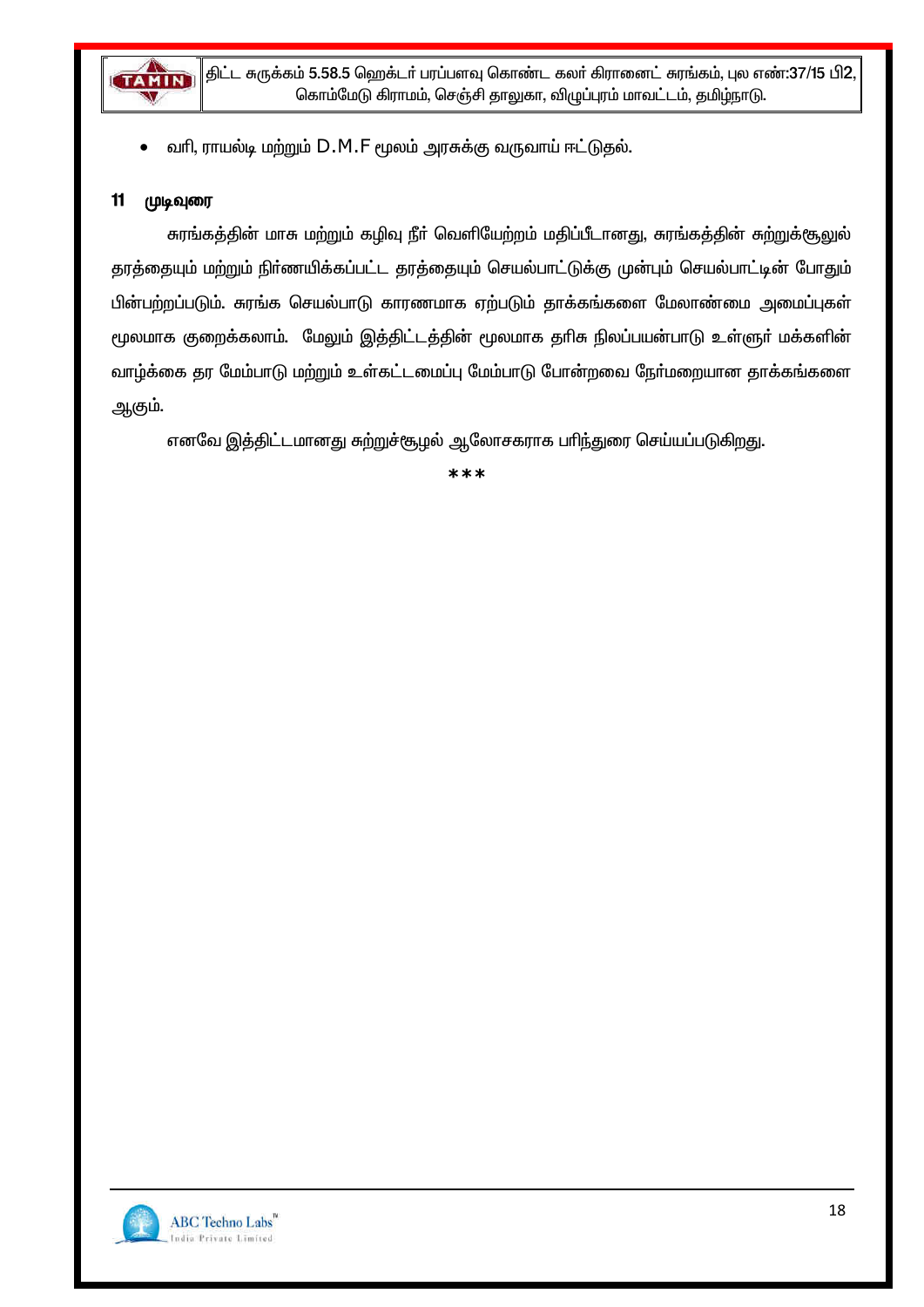- வரி, ராயல்டி மற்றும் D.M.F மூலம் அரசுக்கு வருவாய் ஈட்டுதல்.

## 11 முடிவுரை

சுரங்கத்தின் மாசு மற்றும் கழிவு நீர் வெளியேற்றம் மதிப்பீடானது, சுரங்கத்தின் சுற்றுக்சூலுல் தரத்தையும் மற்றும் நிர்ணயிக்கப்பட்ட தரத்தையும் செயல்பாட்டுக்கு முன்பும் செயல்பாட்டின் போதும் பின்பற்றப்படும். சுரங்க செயல்பாடு காரணமாக ஏற்படும் தாக்கங்களை மேலாண்மை அமைப்புகள் மூலமாக குறைக்கலாம். மேலும் இத்திட்டத்தின் மூலமாக தரிசு நிலப்பயன்பாடு உள்ளூர் மக்களின் வாழ்க்கை தர மேம்பாடு மற்றும் உள்கட்டமைப்பு மேம்பாடு போன்றவை நேர்மறையான தாக்கங்களை ஆகும்.

எனவே இத்திட்டமானது சுற்றுச்சூழல் ஆலோசகராக பரிந்துரை செய்யப்படுகிறது.

***